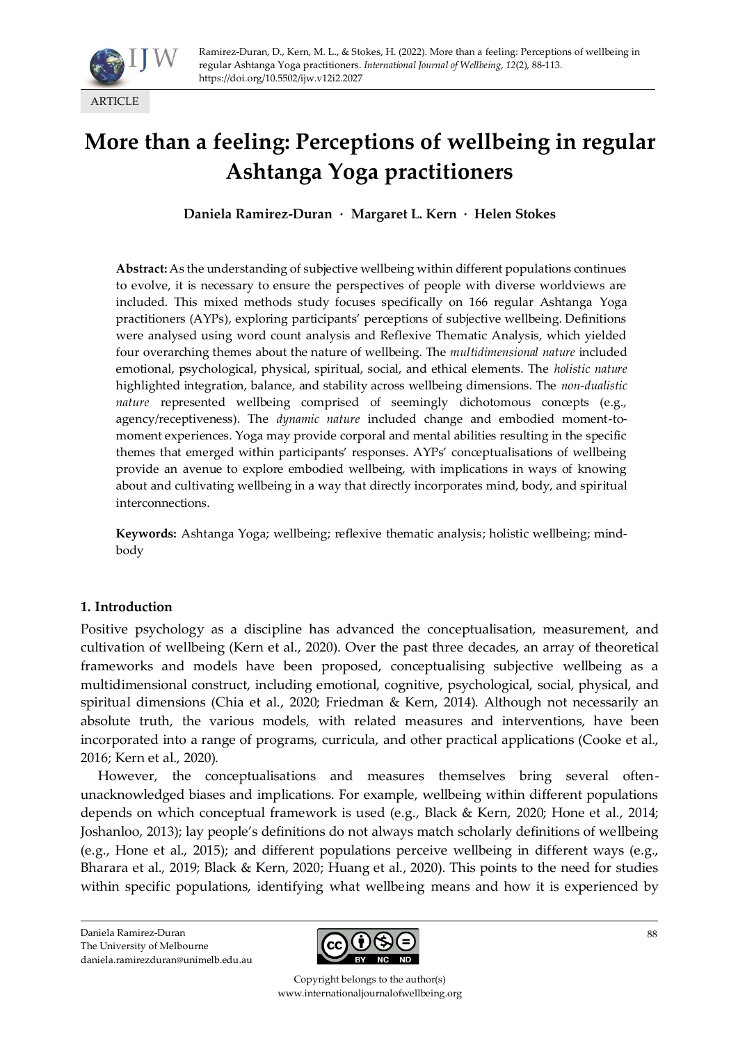Ramirez-Duran, D., Kern, M. L., & Stokes, H. (2022). More than a feeling: Perceptions of wellbeing in regular Ashtanga Yoga practitioners. *International Journal of Wellbeing*, *12*(2), 88-113. https://doi.org/10.5502/ijw.v12i2.2027

ARTICLE

# More than a feeling: Perceptions of wellbeing in regular Ashtanga Yoga practitioners

**Daniela Ramirez-Duran · Margaret L. Kern · Helen Stokes**

**Abstract:** As the understanding of subjective wellbeing within different populations continues to evolve, it is necessary to ensure the perspectives of people with diverse worldviews are included. This mixed methods study focuses specifically on 166 regular Ashtanga Yoga practitioners (AYPs), exploring participants' perceptions of subjective wellbeing. Definitions were analysed using word count analysis and Reflexive Thematic Analysis, which yielded four overarching themes about the nature of wellbeing. The *multidimensional nature* included emotional, psychological, physical, spiritual, social, and ethical elements. The *holistic nature* highlighted integration, balance, and stability across wellbeing dimensions. The *non-dualistic nature* represented wellbeing comprised of seemingly dichotomous concepts (e.g., agency/receptiveness). The *dynamic nature* included change and embodied moment-to-moment experiences. Yoga may provide corporal and mental abilities resulting in the specific themes that emerged within participants' responses. AYPs' conceptualisations of wellbeing provide an avenue to explore embodied wellbeing, with implications in ways of knowing about and cultivating wellbeing in a way that directly incorporates mind, body, and spiritual interconnections.

**Keywords:** Ashtanga Yoga; wellbeing; reflexive thematic analysis; holistic wellbeing; mind-body

## 1. Introduction

Positive psychology as a discipline has advanced the conceptualisation, measurement, and cultivation of wellbeing (Kern et al., 2020). Over the past three decades, an array of theoretical frameworks and models have been proposed, conceptualising subjective wellbeing as a multidimensional construct, including emotional, cognitive, psychological, social, physical, and spiritual dimensions (Chia et al., 2020; Friedman & Kern, 2014). Although not necessarily an absolute truth, the various models, with related measures and interventions, have been incorporated into a range of programs, curricula, and other practical applications (Cooke et al., 2016; Kern et al., 2020).

However, the conceptualisations and measures themselves bring several often-unacknowledged biases and implications. For example, wellbeing within different populations depends on which conceptual framework is used (e.g., Black & Kern, 2020; Hone et al., 2014; Joshanloo, 2013); lay people's definitions do not always match scholarly definitions of wellbeing (e.g., Hone et al., 2015); and different populations perceive wellbeing in different ways (e.g., Bharara et al., 2019; Black & Kern, 2020; Huang et al., 2020). This points to the need for studies within specific populations, identifying what wellbeing means and how it is experienced by

Daniela Ramirez-Duran
The University of Melbourne
daniela.ramirezduran@unimelb.edu.au

Copyright belongs to the author(s)
www.internationaljournalofwellbeing.org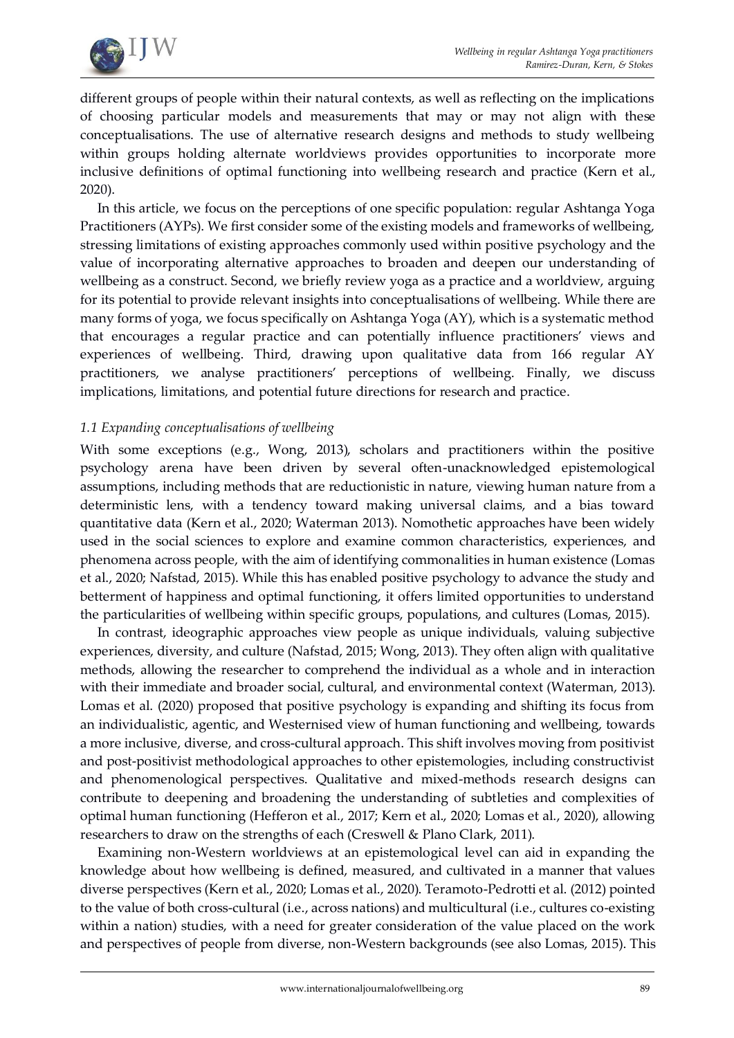different groups of people within their natural contexts, as well as reflecting on the implications of choosing particular models and measurements that may or may not align with these conceptualisations. The use of alternative research designs and methods to study wellbeing within groups holding alternate worldviews provides opportunities to incorporate more inclusive definitions of optimal functioning into wellbeing research and practice (Kern et al., 2020).

In this article, we focus on the perceptions of one specific population: regular Ashtanga Yoga Practitioners (AYPs). We first consider some of the existing models and frameworks of wellbeing, stressing limitations of existing approaches commonly used within positive psychology and the value of incorporating alternative approaches to broaden and deepen our understanding of wellbeing as a construct. Second, we briefly review yoga as a practice and a worldview, arguing for its potential to provide relevant insights into conceptualisations of wellbeing. While there are many forms of yoga, we focus specifically on Ashtanga Yoga (AY), which is a systematic method that encourages a regular practice and can potentially influence practitioners' views and experiences of wellbeing. Third, drawing upon qualitative data from 166 regular AY practitioners, we analyse practitioners' perceptions of wellbeing. Finally, we discuss implications, limitations, and potential future directions for research and practice.

### *1.1 Expanding conceptualisations of wellbeing*

With some exceptions (e.g., Wong, 2013), scholars and practitioners within the positive psychology arena have been driven by several often-unacknowledged epistemological assumptions, including methods that are reductionistic in nature, viewing human nature from a deterministic lens, with a tendency toward making universal claims, and a bias toward quantitative data (Kern et al., 2020; Waterman 2013). Nomothetic approaches have been widely used in the social sciences to explore and examine common characteristics, experiences, and phenomena across people, with the aim of identifying commonalities in human existence (Lomas et al., 2020; Nafstad, 2015). While this has enabled positive psychology to advance the study and betterment of happiness and optimal functioning, it offers limited opportunities to understand the particularities of wellbeing within specific groups, populations, and cultures (Lomas, 2015).

In contrast, ideographic approaches view people as unique individuals, valuing subjective experiences, diversity, and culture (Nafstad, 2015; Wong, 2013). They often align with qualitative methods, allowing the researcher to comprehend the individual as a whole and in interaction with their immediate and broader social, cultural, and environmental context (Waterman, 2013). Lomas et al. (2020) proposed that positive psychology is expanding and shifting its focus from an individualistic, agentic, and Westernised view of human functioning and wellbeing, towards a more inclusive, diverse, and cross-cultural approach. This shift involves moving from positivist and post-positivist methodological approaches to other epistemologies, including constructivist and phenomenological perspectives. Qualitative and mixed-methods research designs can contribute to deepening and broadening the understanding of subtleties and complexities of optimal human functioning (Hefferon et al., 2017; Kern et al., 2020; Lomas et al., 2020), allowing researchers to draw on the strengths of each (Creswell & Plano Clark, 2011).

Examining non-Western worldviews at an epistemological level can aid in expanding the knowledge about how wellbeing is defined, measured, and cultivated in a manner that values diverse perspectives (Kern et al., 2020; Lomas et al., 2020). Teramoto-Pedrotti et al. (2012) pointed to the value of both cross-cultural (i.e., across nations) and multicultural (i.e., cultures co-existing within a nation) studies, with a need for greater consideration of the value placed on the work and perspectives of people from diverse, non-Western backgrounds (see also Lomas, 2015). This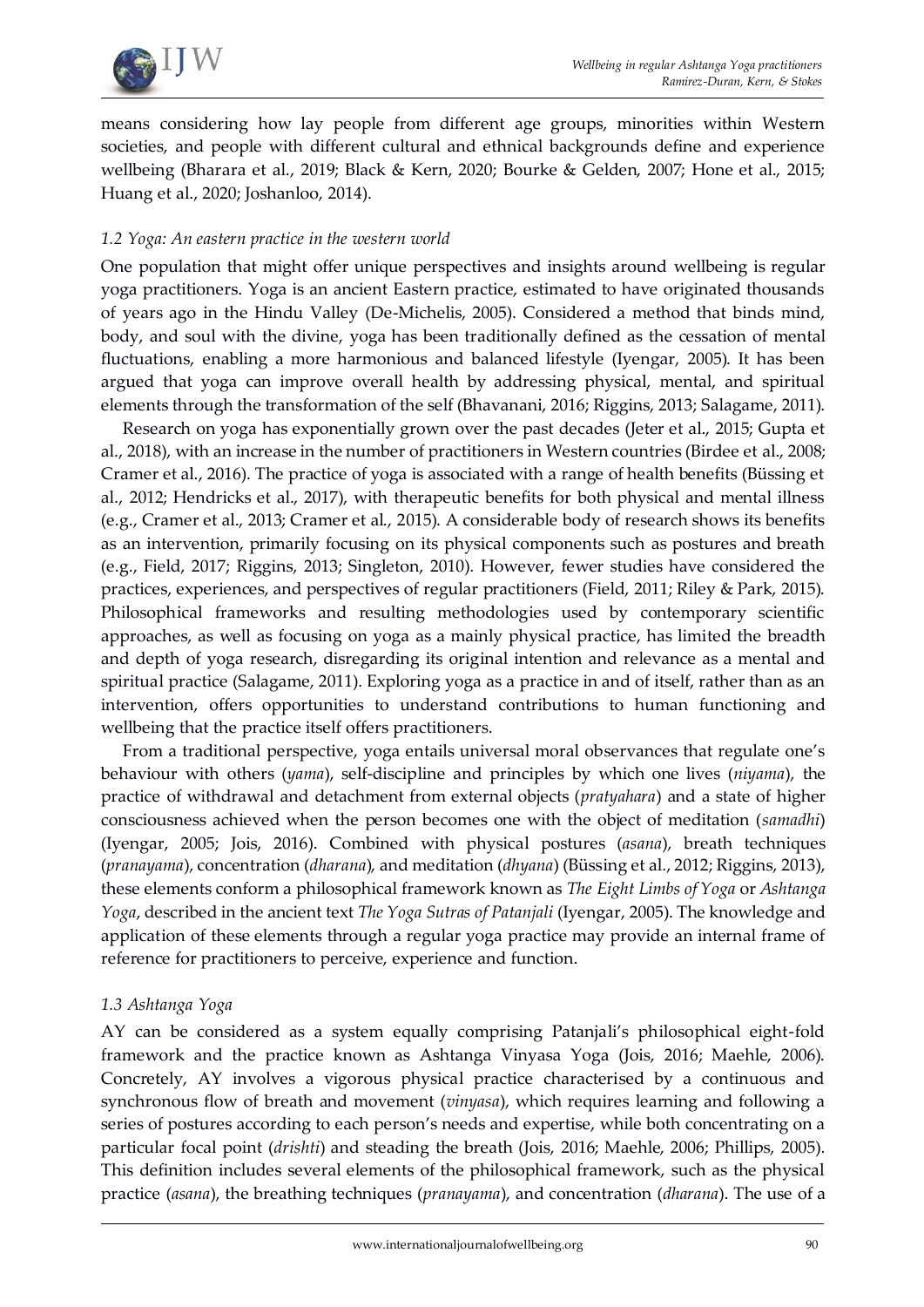means considering how lay people from different age groups, minorities within Western societies, and people with different cultural and ethnical backgrounds define and experience wellbeing (Bharara et al., 2019; Black & Kern, 2020; Bourke & Gelden, 2007; Hone et al., 2015; Huang et al., 2020; Joshanloo, 2014).

### *1.2 Yoga: An eastern practice in the western world*

One population that might offer unique perspectives and insights around wellbeing is regular yoga practitioners. Yoga is an ancient Eastern practice, estimated to have originated thousands of years ago in the Hindu Valley (De-Michelis, 2005). Considered a method that binds mind, body, and soul with the divine, yoga has been traditionally defined as the cessation of mental fluctuations, enabling a more harmonious and balanced lifestyle (Iyengar, 2005). It has been argued that yoga can improve overall health by addressing physical, mental, and spiritual elements through the transformation of the self (Bhavanani, 2016; Riggins, 2013; Salagame, 2011).

Research on yoga has exponentially grown over the past decades (Jeter et al., 2015; Gupta et al., 2018), with an increase in the number of practitioners in Western countries (Birdee et al., 2008; Cramer et al., 2016). The practice of yoga is associated with a range of health benefits (Büssing et al., 2012; Hendricks et al., 2017), with therapeutic benefits for both physical and mental illness (e.g., Cramer et al., 2013; Cramer et al., 2015). A considerable body of research shows its benefits as an intervention, primarily focusing on its physical components such as postures and breath (e.g., Field, 2017; Riggins, 2013; Singleton, 2010). However, fewer studies have considered the practices, experiences, and perspectives of regular practitioners (Field, 2011; Riley & Park, 2015). Philosophical frameworks and resulting methodologies used by contemporary scientific approaches, as well as focusing on yoga as a mainly physical practice, has limited the breadth and depth of yoga research, disregarding its original intention and relevance as a mental and spiritual practice (Salagame, 2011). Exploring yoga as a practice in and of itself, rather than as an intervention, offers opportunities to understand contributions to human functioning and wellbeing that the practice itself offers practitioners.

From a traditional perspective, yoga entails universal moral observances that regulate one's behaviour with others (*yama*), self-discipline and principles by which one lives (*niyama*), the practice of withdrawal and detachment from external objects (*pratyahara*) and a state of higher consciousness achieved when the person becomes one with the object of meditation (*samadhi*) (Iyengar, 2005; Jois, 2016). Combined with physical postures (*asana*), breath techniques (*pranayama*), concentration (*dharana*), and meditation (*dhyana*) (Büssing et al., 2012; Riggins, 2013), these elements conform a philosophical framework known as *The Eight Limbs of Yoga* or *Ashtanga Yoga*, described in the ancient text *The Yoga Sutras of Patanjali* (Iyengar, 2005). The knowledge and application of these elements through a regular yoga practice may provide an internal frame of reference for practitioners to perceive, experience and function.

### *1.3 Ashtanga Yoga*

AY can be considered as a system equally comprising Patanjali's philosophical eight-fold framework and the practice known as Ashtanga Vinyasa Yoga (Jois, 2016; Maehle, 2006). Concretely, AY involves a vigorous physical practice characterised by a continuous and synchronous flow of breath and movement (*vinyasa*), which requires learning and following a series of postures according to each person's needs and expertise, while both concentrating on a particular focal point (*drishti*) and steading the breath (Jois, 2016; Maehle, 2006; Phillips, 2005). This definition includes several elements of the philosophical framework, such as the physical practice (*asana*), the breathing techniques (*pranayama*), and concentration (*dharana*). The use of a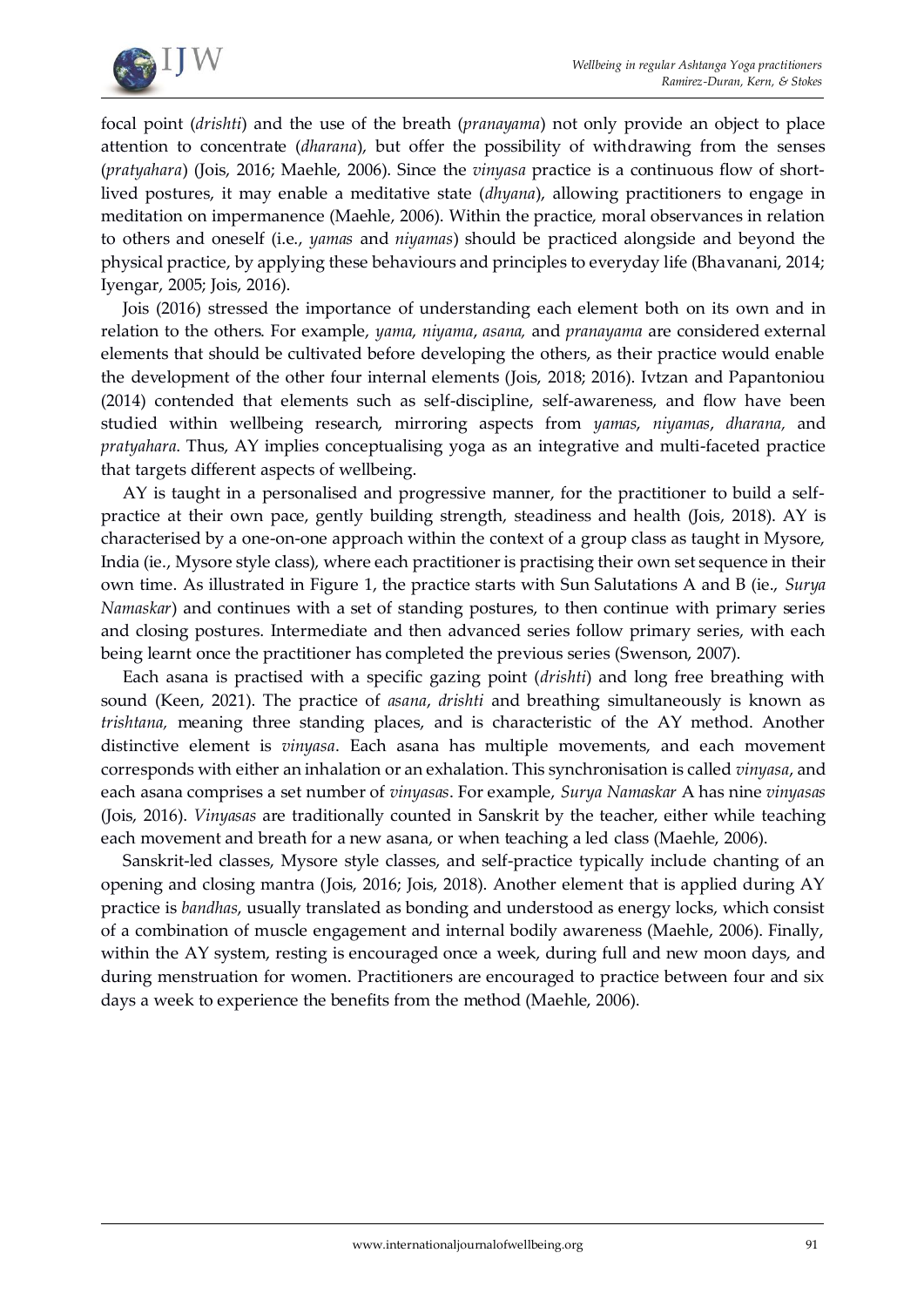focal point (*drishti*) and the use of the breath (*pranayama*) not only provide an object to place attention to concentrate (*dharana*), but offer the possibility of withdrawing from the senses (*pratyahara*) (Jois, 2016; Maehle, 2006). Since the *vinyasa* practice is a continuous flow of short-lived postures, it may enable a meditative state (*dhyana*), allowing practitioners to engage in meditation on impermanence (Maehle, 2006). Within the practice, moral observances in relation to others and oneself (i.e., *yamas* and *niyamas*) should be practiced alongside and beyond the physical practice, by applying these behaviours and principles to everyday life (Bhavanani, 2014; Iyengar, 2005; Jois, 2016).

Jois (2016) stressed the importance of understanding each element both on its own and in relation to the others. For example, *yama*, *niyama*, *asana*, and *pranayama* are considered external elements that should be cultivated before developing the others, as their practice would enable the development of the other four internal elements (Jois, 2018; 2016). Ivtzan and Papantoniou (2014) contended that elements such as self-discipline, self-awareness, and flow have been studied within wellbeing research, mirroring aspects from *yamas*, *niyamas*, *dharana*, and *pratyahara*. Thus, AY implies conceptualising yoga as an integrative and multi-faceted practice that targets different aspects of wellbeing.

AY is taught in a personalised and progressive manner, for the practitioner to build a self-practice at their own pace, gently building strength, steadiness and health (Jois, 2018). AY is characterised by a one-on-one approach within the context of a group class as taught in Mysore, India (ie., Mysore style class), where each practitioner is practising their own set sequence in their own time. As illustrated in Figure 1, the practice starts with Sun Salutations A and B (ie., *Surya Namaskar*) and continues with a set of standing postures, to then continue with primary series and closing postures. Intermediate and then advanced series follow primary series, with each being learnt once the practitioner has completed the previous series (Swenson, 2007).

Each asana is practised with a specific gazing point (*drishti*) and long free breathing with sound (Keen, 2021). The practice of *asana*, *drishti* and breathing simultaneously is known as *trishtana,* meaning three standing places, and is characteristic of the AY method. Another distinctive element is *vinyasa*. Each asana has multiple movements, and each movement corresponds with either an inhalation or an exhalation. This synchronisation is called *vinyasa*, and each asana comprises a set number of *vinyasas*. For example, *Surya Namaskar* A has nine *vinyasas* (Jois, 2016). *Vinyasas* are traditionally counted in Sanskrit by the teacher, either while teaching each movement and breath for a new asana, or when teaching a led class (Maehle, 2006).

Sanskrit-led classes, Mysore style classes, and self-practice typically include chanting of an opening and closing mantra (Jois, 2016; Jois, 2018). Another element that is applied during AY practice is *bandhas*, usually translated as bonding and understood as energy locks, which consist of a combination of muscle engagement and internal bodily awareness (Maehle, 2006). Finally, within the AY system, resting is encouraged once a week, during full and new moon days, and during menstruation for women. Practitioners are encouraged to practice between four and six days a week to experience the benefits from the method (Maehle, 2006).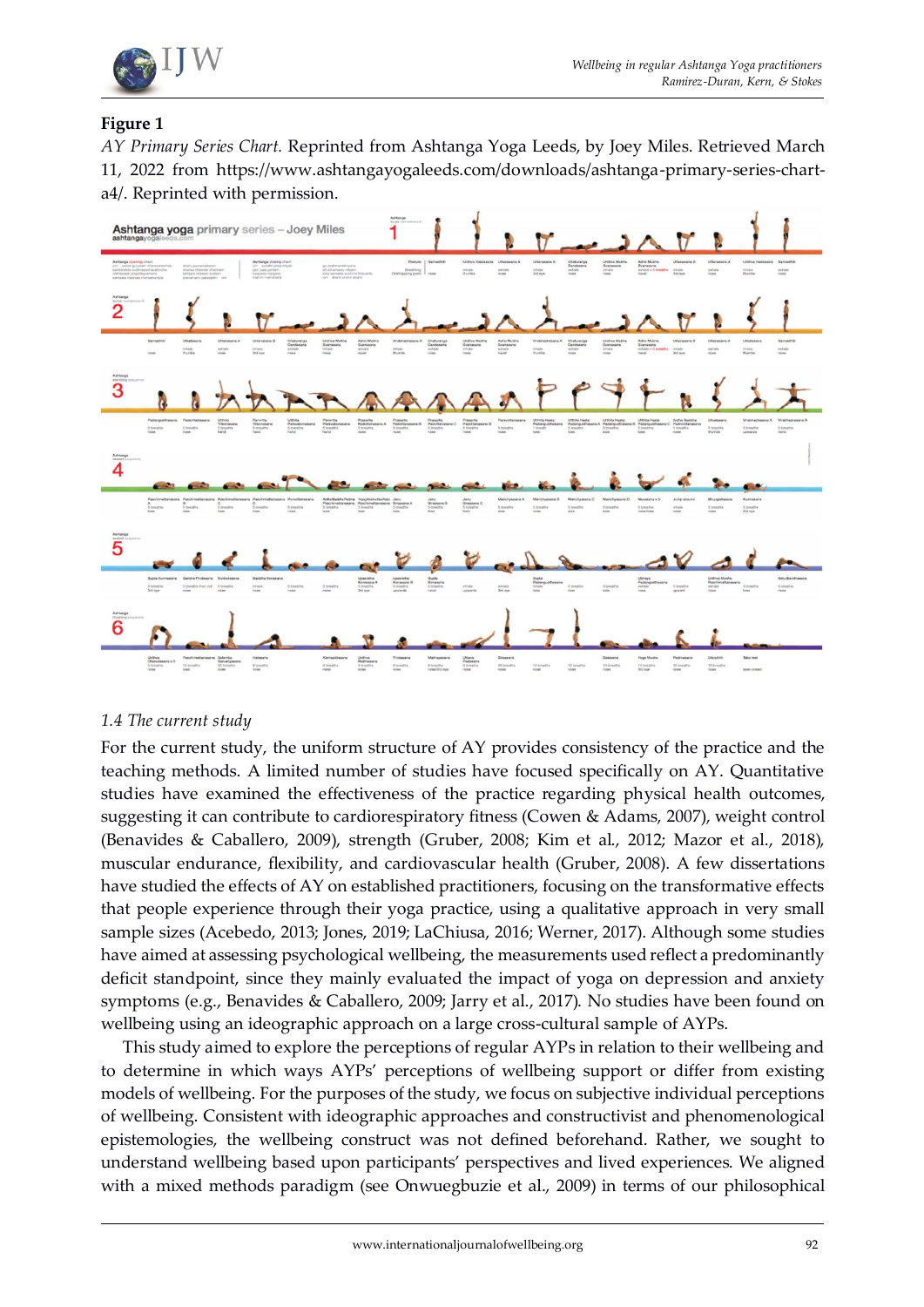**Figure 1**

*AY Primary Series Chart.* Reprinted from Ashtanga Yoga Leeds, by Joey Miles. Retrieved March 11, 2022 from https://www.ashtangayogaleeds.com/downloads/ashtanga-primary-series-chart-a4/. Reprinted with permission.

### *1.4 The current study*

For the current study, the uniform structure of AY provides consistency of the practice and the teaching methods. A limited number of studies have focused specifically on AY. Quantitative studies have examined the effectiveness of the practice regarding physical health outcomes, suggesting it can contribute to cardiorespiratory fitness (Cowen & Adams, 2007), weight control (Benavides & Caballero, 2009), strength (Gruber, 2008; Kim et al., 2012; Mazor et al., 2018), muscular endurance, flexibility, and cardiovascular health (Gruber, 2008). A few dissertations have studied the effects of AY on established practitioners, focusing on the transformative effects that people experience through their yoga practice, using a qualitative approach in very small sample sizes (Acebedo, 2013; Jones, 2019; LaChiusa, 2016; Werner, 2017). Although some studies have aimed at assessing psychological wellbeing, the measurements used reflect a predominantly deficit standpoint, since they mainly evaluated the impact of yoga on depression and anxiety symptoms (e.g., Benavides & Caballero, 2009; Jarry et al., 2017). No studies have been found on wellbeing using an ideographic approach on a large cross-cultural sample of AYPs.

This study aimed to explore the perceptions of regular AYPs in relation to their wellbeing and to determine in which ways AYPs' perceptions of wellbeing support or differ from existing models of wellbeing. For the purposes of the study, we focus on subjective individual perceptions of wellbeing. Consistent with ideographic approaches and constructivist and phenomenological epistemologies, the wellbeing construct was not defined beforehand. Rather, we sought to understand wellbeing based upon participants' perspectives and lived experiences. We aligned with a mixed methods paradigm (see Onwuegbuzie et al., 2009) in terms of our philosophical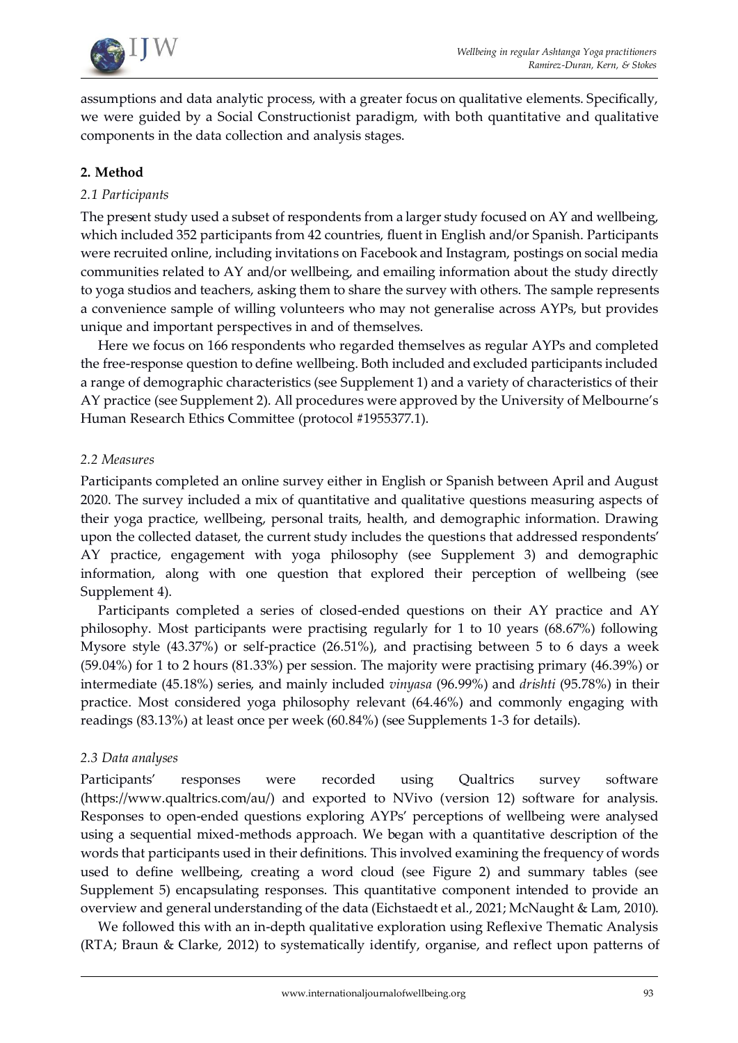assumptions and data analytic process, with a greater focus on qualitative elements. Specifically, we were guided by a Social Constructionist paradigm, with both quantitative and qualitative components in the data collection and analysis stages.

## 2. Method

### 2.1 Participants

The present study used a subset of respondents from a larger study focused on AY and wellbeing, which included 352 participants from 42 countries, fluent in English and/or Spanish. Participants were recruited online, including invitations on Facebook and Instagram, postings on social media communities related to AY and/or wellbeing, and emailing information about the study directly to yoga studios and teachers, asking them to share the survey with others. The sample represents a convenience sample of willing volunteers who may not generalise across AYPs, but provides unique and important perspectives in and of themselves.

Here we focus on 166 respondents who regarded themselves as regular AYPs and completed the free-response question to define wellbeing. Both included and excluded participants included a range of demographic characteristics (see Supplement 1) and a variety of characteristics of their AY practice (see Supplement 2). All procedures were approved by the University of Melbourne's Human Research Ethics Committee (protocol #1955377.1).

### 2.2 Measures

Participants completed an online survey either in English or Spanish between April and August 2020. The survey included a mix of quantitative and qualitative questions measuring aspects of their yoga practice, wellbeing, personal traits, health, and demographic information. Drawing upon the collected dataset, the current study includes the questions that addressed respondents' AY practice, engagement with yoga philosophy (see Supplement 3) and demographic information, along with one question that explored their perception of wellbeing (see Supplement 4).

Participants completed a series of closed-ended questions on their AY practice and AY philosophy. Most participants were practising regularly for 1 to 10 years (68.67%) following Mysore style (43.37%) or self-practice (26.51%), and practising between 5 to 6 days a week (59.04%) for 1 to 2 hours (81.33%) per session. The majority were practising primary (46.39%) or intermediate (45.18%) series, and mainly included *vinyasa* (96.99%) and *drishti* (95.78%) in their practice. Most considered yoga philosophy relevant (64.46%) and commonly engaging with readings (83.13%) at least once per week (60.84%) (see Supplements 1-3 for details).

### 2.3 Data analyses

Participants' responses were recorded using Qualtrics survey software (https://www.qualtrics.com/au/) and exported to NVivo (version 12) software for analysis. Responses to open-ended questions exploring AYPs' perceptions of wellbeing were analysed using a sequential mixed-methods approach. We began with a quantitative description of the words that participants used in their definitions. This involved examining the frequency of words used to define wellbeing, creating a word cloud (see Figure 2) and summary tables (see Supplement 5) encapsulating responses. This quantitative component intended to provide an overview and general understanding of the data (Eichstaedt et al., 2021; McNaught & Lam, 2010).

We followed this with an in-depth qualitative exploration using Reflexive Thematic Analysis (RTA; Braun & Clarke, 2012) to systematically identify, organise, and reflect upon patterns of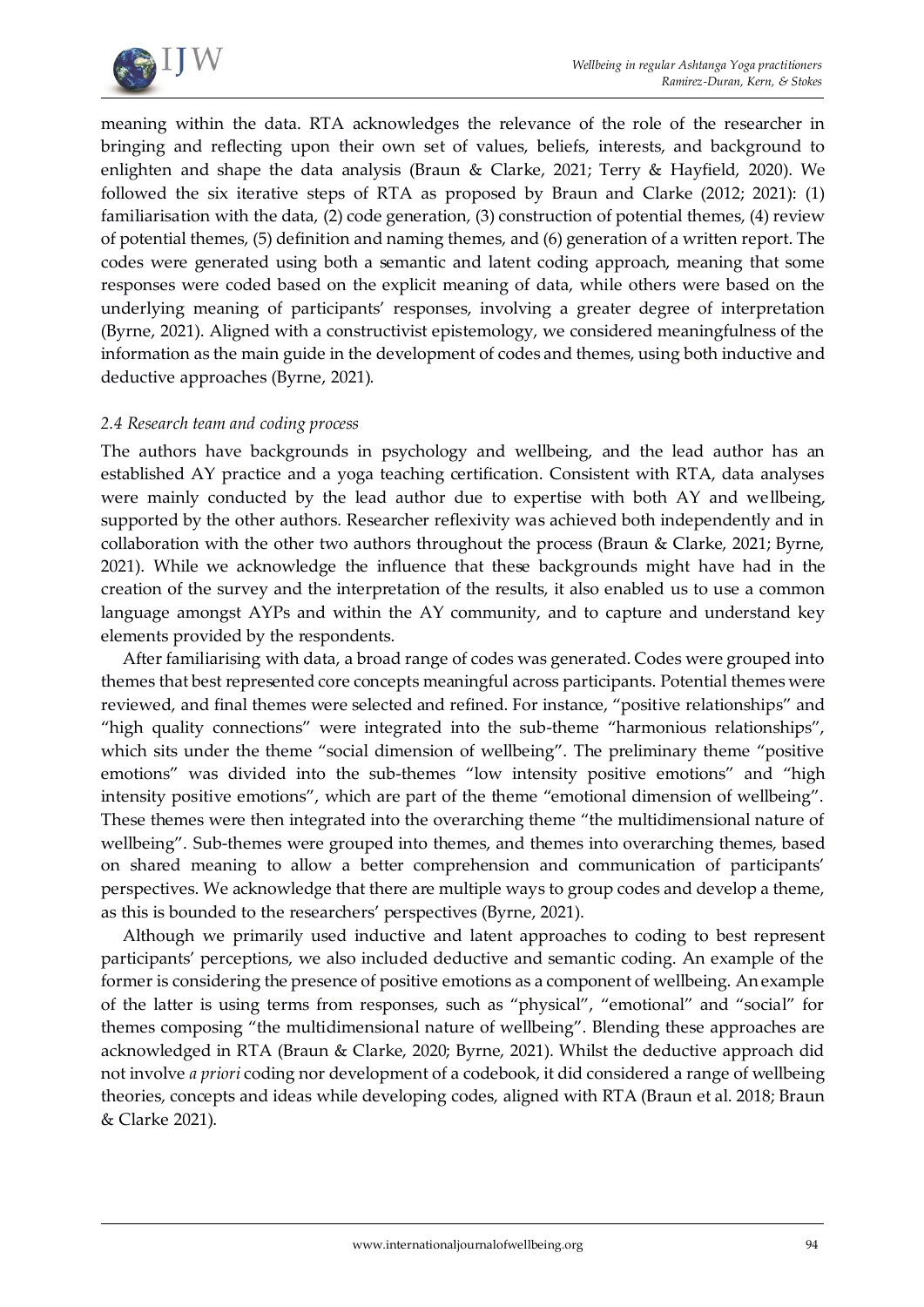meaning within the data. RTA acknowledges the relevance of the role of the researcher in bringing and reflecting upon their own set of values, beliefs, interests, and background to enlighten and shape the data analysis (Braun & Clarke, 2021; Terry & Hayfield, 2020). We followed the six iterative steps of RTA as proposed by Braun and Clarke (2012; 2021): (1) familiarisation with the data, (2) code generation, (3) construction of potential themes, (4) review of potential themes, (5) definition and naming themes, and (6) generation of a written report. The codes were generated using both a semantic and latent coding approach, meaning that some responses were coded based on the explicit meaning of data, while others were based on the underlying meaning of participants' responses, involving a greater degree of interpretation (Byrne, 2021). Aligned with a constructivist epistemology, we considered meaningfulness of the information as the main guide in the development of codes and themes, using both inductive and deductive approaches (Byrne, 2021).

### *2.4 Research team and coding process*

The authors have backgrounds in psychology and wellbeing, and the lead author has an established AY practice and a yoga teaching certification. Consistent with RTA, data analyses were mainly conducted by the lead author due to expertise with both AY and wellbeing, supported by the other authors. Researcher reflexivity was achieved both independently and in collaboration with the other two authors throughout the process (Braun & Clarke, 2021; Byrne, 2021). While we acknowledge the influence that these backgrounds might have had in the creation of the survey and the interpretation of the results, it also enabled us to use a common language amongst AYPs and within the AY community, and to capture and understand key elements provided by the respondents.

After familiarising with data, a broad range of codes was generated. Codes were grouped into themes that best represented core concepts meaningful across participants. Potential themes were reviewed, and final themes were selected and refined. For instance, "positive relationships" and "high quality connections" were integrated into the sub-theme "harmonious relationships", which sits under the theme "social dimension of wellbeing". The preliminary theme "positive emotions" was divided into the sub-themes "low intensity positive emotions" and "high intensity positive emotions", which are part of the theme "emotional dimension of wellbeing". These themes were then integrated into the overarching theme "the multidimensional nature of wellbeing". Sub-themes were grouped into themes, and themes into overarching themes, based on shared meaning to allow a better comprehension and communication of participants' perspectives. We acknowledge that there are multiple ways to group codes and develop a theme, as this is bounded to the researchers' perspectives (Byrne, 2021).

Although we primarily used inductive and latent approaches to coding to best represent participants' perceptions, we also included deductive and semantic coding. An example of the former is considering the presence of positive emotions as a component of wellbeing. An example of the latter is using terms from responses, such as "physical", "emotional" and "social" for themes composing "the multidimensional nature of wellbeing". Blending these approaches are acknowledged in RTA (Braun & Clarke, 2020; Byrne, 2021). Whilst the deductive approach did not involve *a priori* coding nor development of a codebook, it did considered a range of wellbeing theories, concepts and ideas while developing codes, aligned with RTA (Braun et al. 2018; Braun & Clarke 2021).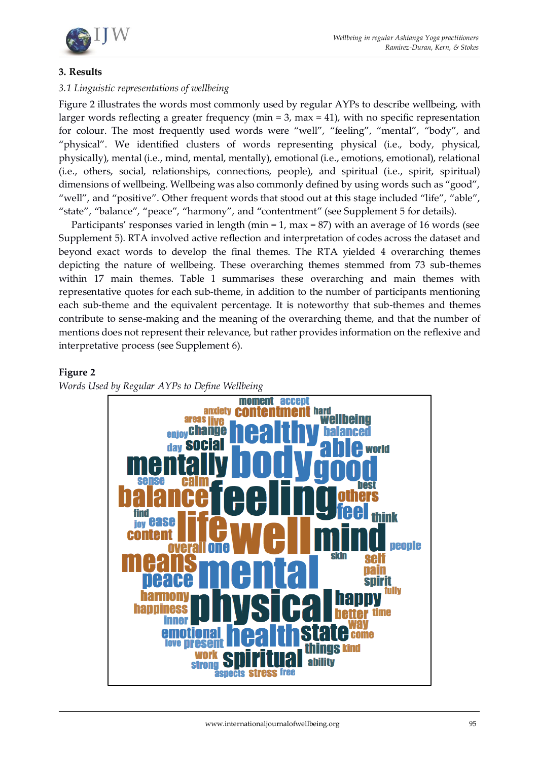## 3. Results

### *3.1 Linguistic representations of wellbeing*

Figure 2 illustrates the words most commonly used by regular AYPs to describe wellbeing, with larger words reflecting a greater frequency (min = 3, max = 41), with no specific representation for colour. The most frequently used words were "well", "feeling", "mental", "body", and "physical". We identified clusters of words representing physical (i.e., body, physical, physically), mental (i.e., mind, mental, mentally), emotional (i.e., emotions, emotional), relational (i.e., others, social, relationships, connections, people), and spiritual (i.e., spirit, spiritual) dimensions of wellbeing. Wellbeing was also commonly defined by using words such as "good", "well", and "positive". Other frequent words that stood out at this stage included "life", "able", "state", "balance", "peace", "harmony", and "contentment" (see Supplement 5 for details).

Participants' responses varied in length (min = 1, max = 87) with an average of 16 words (see Supplement 5). RTA involved active reflection and interpretation of codes across the dataset and beyond exact words to develop the final themes. The RTA yielded 4 overarching themes depicting the nature of wellbeing. These overarching themes stemmed from 73 sub-themes within 17 main themes. Table 1 summarises these overarching and main themes with representative quotes for each sub-theme, in addition to the number of participants mentioning each sub-theme and the equivalent percentage. It is noteworthy that sub-themes and themes contribute to sense-making and the meaning of the overarching theme, and that the number of mentions does not represent their relevance, but rather provides information on the reflexive and interpretative process (see Supplement 6).

**Figure 2**

*Words Used by Regular AYPs to Define Wellbeing*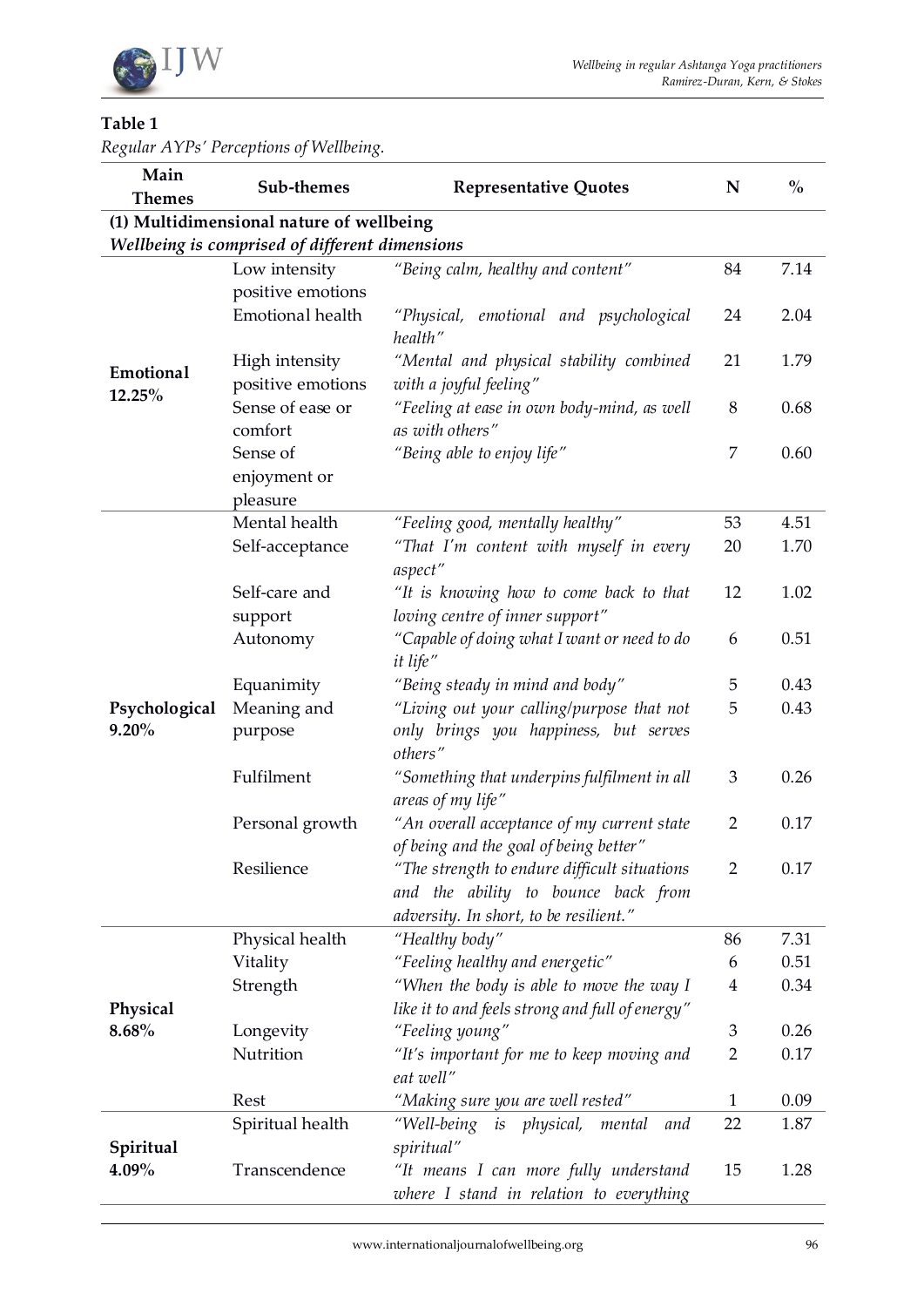**Table 1**

*Regular AYPs' Perceptions of Wellbeing.*

| Main Themes | Sub-themes | Representative Quotes | N | % |
|---|---|---|---|---|
| **(1) Multidimensional nature of wellbeing** | | | | |
| ***Wellbeing is comprised of different dimensions*** | | | | |
| **Emotional 12.25%** | Low intensity positive emotions | *"Being calm, healthy and content"* | 84 | 7.14 |
| | Emotional health | *"Physical, emotional and psychological health"* | 24 | 2.04 |
| | High intensity positive emotions | *"Mental and physical stability combined with a joyful feeling"* | 21 | 1.79 |
| | Sense of ease or comfort | *"Feeling at ease in own body-mind, as well as with others"* | 8 | 0.68 |
| | Sense of enjoyment or pleasure | *"Being able to enjoy life"* | 7 | 0.60 |
| **Psychological 9.20%** | Mental health | *"Feeling good, mentally healthy"* | 53 | 4.51 |
| | Self-acceptance | *"That I'm content with myself in every aspect"* | 20 | 1.70 |
| | Self-care and support | *"It is knowing how to come back to that loving centre of inner support"* | 12 | 1.02 |
| | Autonomy | *"Capable of doing what I want or need to do it life"* | 6 | 0.51 |
| | Equanimity | *"Being steady in mind and body"* | 5 | 0.43 |
| | Meaning and purpose | *"Living out your calling/purpose that not only brings you happiness, but serves others"* | 5 | 0.43 |
| | Fulfilment | *"Something that underpins fulfilment in all areas of my life"* | 3 | 0.26 |
| | Personal growth | *"An overall acceptance of my current state of being and the goal of being better"* | 2 | 0.17 |
| | Resilience | *"The strength to endure difficult situations and the ability to bounce back from adversity. In short, to be resilient."* | 2 | 0.17 |
| **Physical 8.68%** | Physical health | *"Healthy body"* | 86 | 7.31 |
| | Vitality | *"Feeling healthy and energetic"* | 6 | 0.51 |
| | Strength | *"When the body is able to move the way I like it to and feels strong and full of energy"* | 4 | 0.34 |
| | Longevity | *"Feeling young"* | 3 | 0.26 |
| | Nutrition | *"It's important for me to keep moving and eat well"* | 2 | 0.17 |
| | Rest | *"Making sure you are well rested"* | 1 | 0.09 |
| **Spiritual 4.09%** | Spiritual health | *"Well-being is physical, mental and spiritual"* | 22 | 1.87 |
| | Transcendence | *"It means I can more fully understand where I stand in relation to everything* | 15 | 1.28 |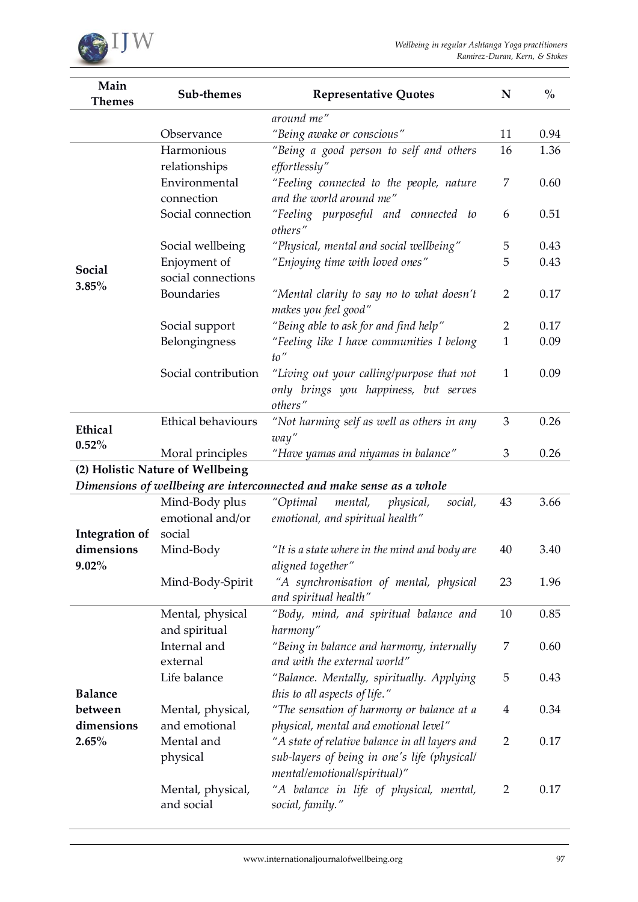| Main Themes | Sub-themes | Representative Quotes | N | % |
|---|---|---|---|---|
| | | *around me"* | | |
| | Observance | *"Being awake or conscious"* | 11 | 0.94 |
| **Social 3.85%** | Harmonious relationships | *"Being a good person to self and others effortlessly"* | 16 | 1.36 |
| | Environmental connection | *"Feeling connected to the people, nature and the world around me"* | 7 | 0.60 |
| | Social connection | *"Feeling purposeful and connected to others"* | 6 | 0.51 |
| | Social wellbeing | *"Physical, mental and social wellbeing"* | 5 | 0.43 |
| | Enjoyment of social connections | *"Enjoying time with loved ones"* | 5 | 0.43 |
| | Boundaries | *"Mental clarity to say no to what doesn't makes you feel good"* | 2 | 0.17 |
| | Social support | *"Being able to ask for and find help"* | 2 | 0.17 |
| | Belongingness | *"Feeling like I have communities I belong to"* | 1 | 0.09 |
| | Social contribution | *"Living out your calling/purpose that not only brings you happiness, but serves others"* | 1 | 0.09 |
| **Ethical 0.52%** | Ethical behaviours | *"Not harming self as well as others in any way"* | 3 | 0.26 |
| | Moral principles | *"Have yamas and niyamas in balance"* | 3 | 0.26 |
| **(2) Holistic Nature of Wellbeing** | | | | |
| ***Dimensions of wellbeing are interconnected and make sense as a whole*** | | | | |
| **Integration of dimensions 9.02%** | Mind-Body plus emotional and/or social | *"Optimal mental, physical, social, emotional, and spiritual health"* | 43 | 3.66 |
| | Mind-Body | *"It is a state where in the mind and body are aligned together"* | 40 | 3.40 |
| | Mind-Body-Spirit | *"A synchronisation of mental, physical and spiritual health"* | 23 | 1.96 |
| **Balance between dimensions 2.65%** | Mental, physical and spiritual | *"Body, mind, and spiritual balance and harmony"* | 10 | 0.85 |
| | Internal and external | *"Being in balance and harmony, internally and with the external world"* | 7 | 0.60 |
| | Life balance | *"Balance. Mentally, spiritually. Applying this to all aspects of life."* | 5 | 0.43 |
| | Mental, physical, and emotional | *"The sensation of harmony or balance at a physical, mental and emotional level"* | 4 | 0.34 |
| | Mental and physical | *"A state of relative balance in all layers and sub-layers of being in one's life (physical/ mental/emotional/spiritual)"* | 2 | 0.17 |
| | Mental, physical, and social | *"A balance in life of physical, mental, social, family."* | 2 | 0.17 |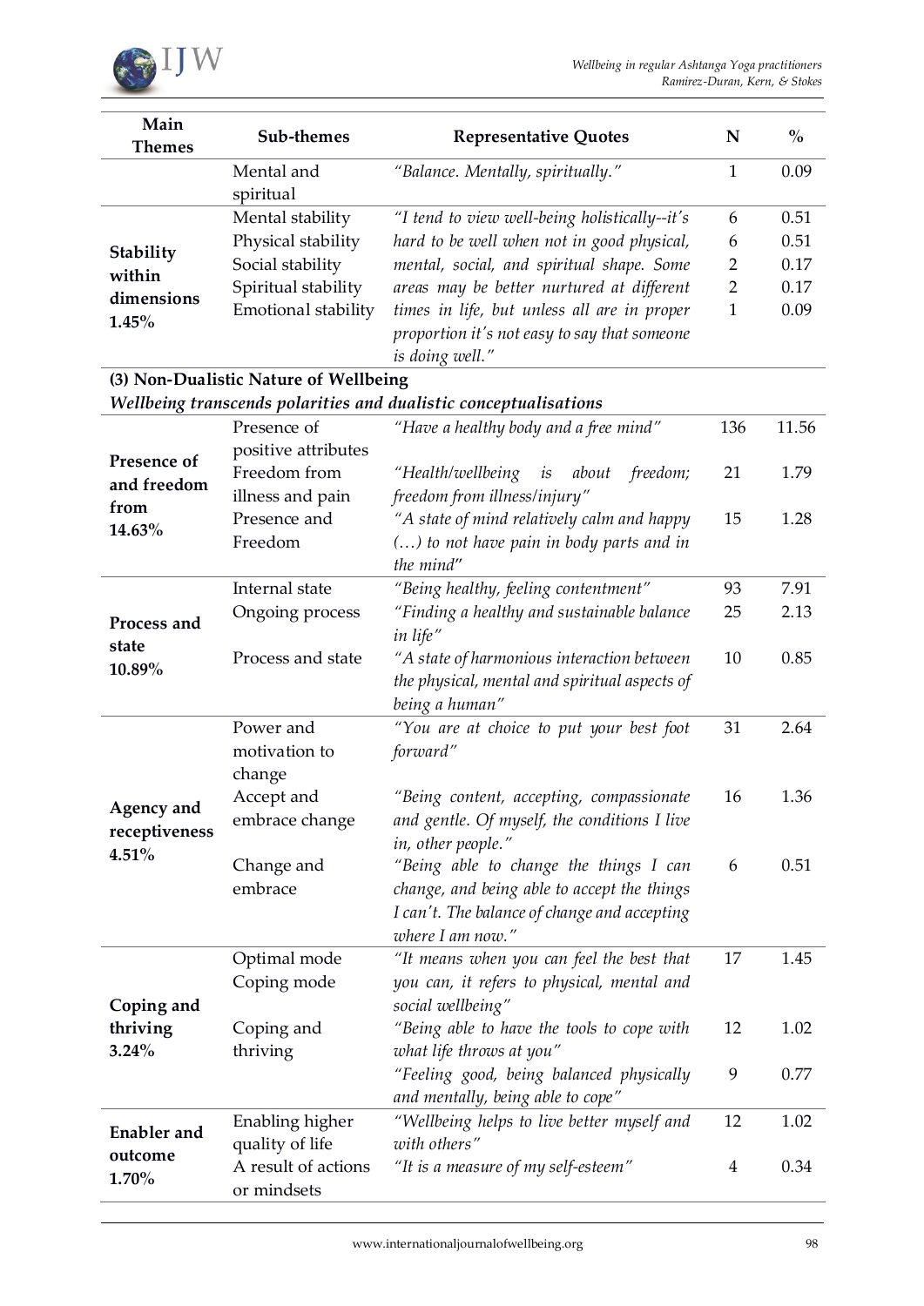| Main Themes | Sub-themes | Representative Quotes | N | % |
|---|---|---|---|---|
| | Mental and spiritual | *"Balance. Mentally, spiritually."* | 1 | 0.09 |
| **Stability within dimensions 1.45%** | Mental stability | *"I tend to view well-being holistically--it's hard to be well when not in good physical, mental, social, and spiritual shape. Some areas may be better nurtured at different times in life, but unless all are in proper proportion it's not easy to say that someone is doing well."* | 6 | 0.51 |
| | Physical stability | | 6 | 0.51 |
| | Social stability | | 2 | 0.17 |
| | Spiritual stability | | 2 | 0.17 |
| | Emotional stability | | 1 | 0.09 |
| **(3) Non-Dualistic Nature of Wellbeing** | | | | |
| ***Wellbeing transcends polarities and dualistic conceptualisations*** | | | | |
| **Presence of and freedom from 14.63%** | Presence of positive attributes | *"Have a healthy body and a free mind"* | 136 | 11.56 |
| | Freedom from illness and pain | *"Health/wellbeing is about freedom; freedom from illness/injury"* | 21 | 1.79 |
| | Presence and Freedom | *"A state of mind relatively calm and happy (…) to not have pain in body parts and in the mind"* | 15 | 1.28 |
| **Process and state 10.89%** | Internal state | *"Being healthy, feeling contentment"* | 93 | 7.91 |
| | Ongoing process | *"Finding a healthy and sustainable balance in life"* | 25 | 2.13 |
| | Process and state | *"A state of harmonious interaction between the physical, mental and spiritual aspects of being a human"* | 10 | 0.85 |
| **Agency and receptiveness 4.51%** | Power and motivation to change | *"You are at choice to put your best foot forward"* | 31 | 2.64 |
| | Accept and embrace change | *"Being content, accepting, compassionate and gentle. Of myself, the conditions I live in, other people."* | 16 | 1.36 |
| | Change and embrace | *"Being able to change the things I can change, and being able to accept the things I can't. The balance of change and accepting where I am now."* | 6 | 0.51 |
| **Coping and thriving 3.24%** | Optimal mode | *"It means when you can feel the best that you can, it refers to physical, mental and social wellbeing"* | 17 | 1.45 |
| | Coping mode | *"Being able to have the tools to cope with what life throws at you"* | 12 | 1.02 |
| | Coping and thriving | *"Feeling good, being balanced physically and mentally, being able to cope"* | 9 | 0.77 |
| **Enabler and outcome 1.70%** | Enabling higher quality of life | *"Wellbeing helps to live better myself and with others"* | 12 | 1.02 |
| | A result of actions or mindsets | *"It is a measure of my self-esteem"* | 4 | 0.34 |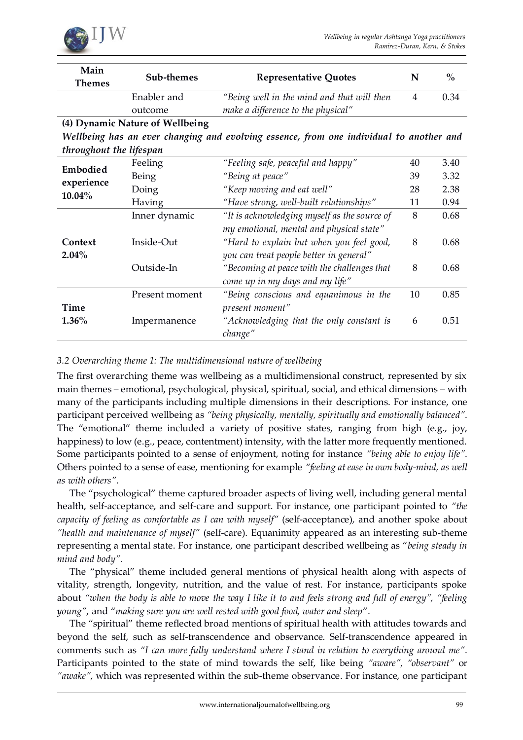| Main Themes | Sub-themes | Representative Quotes | N | % |
|---|---|---|---|---|
| | Enabler and outcome | *"Being well in the mind and that will then make a difference to the physical"* | 4 | 0.34 |
| **(4) Dynamic Nature of Wellbeing** | | | | |
| ***Wellbeing has an ever changing and evolving essence, from one individual to another and throughout the lifespan*** | | | | |
| **Embodied experience 10.04%** | Feeling | *"Feeling safe, peaceful and happy"* | 40 | 3.40 |
| | Being | *"Being at peace"* | 39 | 3.32 |
| | Doing | *"Keep moving and eat well"* | 28 | 2.38 |
| | Having | *"Have strong, well-built relationships"* | 11 | 0.94 |
| **Context 2.04%** | Inner dynamic | *"It is acknowledging myself as the source of my emotional, mental and physical state"* | 8 | 0.68 |
| | Inside-Out | *"Hard to explain but when you feel good, you can treat people better in general"* | 8 | 0.68 |
| | Outside-In | *"Becoming at peace with the challenges that come up in my days and my life"* | 8 | 0.68 |
| **Time 1.36%** | Present moment | *"Being conscious and equanimous in the present moment"* | 10 | 0.85 |
| | Impermanence | *"Acknowledging that the only constant is change"* | 6 | 0.51 |

### *3.2 Overarching theme 1: The multidimensional nature of wellbeing*

The first overarching theme was wellbeing as a multidimensional construct, represented by six main themes – emotional, psychological, physical, spiritual, social, and ethical dimensions – with many of the participants including multiple dimensions in their descriptions. For instance, one participant perceived wellbeing as *"being physically, mentally, spiritually and emotionally balanced"*. The "emotional" theme included a variety of positive states, ranging from high (e.g., joy, happiness) to low (e.g., peace, contentment) intensity, with the latter more frequently mentioned. Some participants pointed to a sense of enjoyment, noting for instance *"being able to enjoy life"*. Others pointed to a sense of ease, mentioning for example *"feeling at ease in own body-mind, as well as with others"*.

The "psychological" theme captured broader aspects of living well, including general mental health, self-acceptance, and self-care and support. For instance, one participant pointed to *"the capacity of feeling as comfortable as I can with myself"* (self-acceptance), and another spoke about *"health and maintenance of myself"* (self-care). Equanimity appeared as an interesting sub-theme representing a mental state. For instance, one participant described wellbeing as "*being steady in mind and body".*

The "physical" theme included general mentions of physical health along with aspects of vitality, strength, longevity, nutrition, and the value of rest. For instance, participants spoke about *"when the body is able to move the way I like it to and feels strong and full of energy"*, *"feeling young"*, and "*making sure you are well rested with good food, water and sleep*".

The "spiritual" theme reflected broad mentions of spiritual health with attitudes towards and beyond the self, such as self-transcendence and observance. Self-transcendence appeared in comments such as *"I can more fully understand where I stand in relation to everything around me"*. Participants pointed to the state of mind towards the self, like being *"aware"*, *"observant"* or *"awake"*, which was represented within the sub-theme observance. For instance, one participant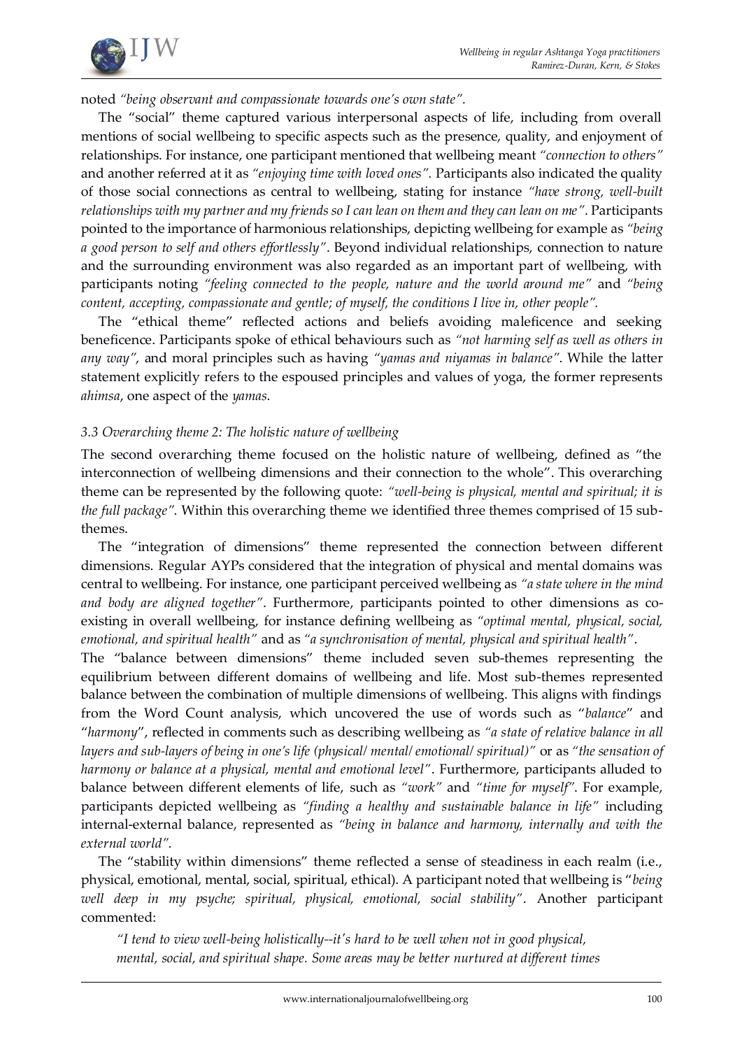noted *"being observant and compassionate towards one's own state"*.

The "social" theme captured various interpersonal aspects of life, including from overall mentions of social wellbeing to specific aspects such as the presence, quality, and enjoyment of relationships. For instance, one participant mentioned that wellbeing meant *"connection to others"* and another referred at it as *"enjoying time with loved ones"*. Participants also indicated the quality of those social connections as central to wellbeing, stating for instance *"have strong, well-built relationships with my partner and my friends so I can lean on them and they can lean on me"*. Participants pointed to the importance of harmonious relationships, depicting wellbeing for example as *"being a good person to self and others effortlessly"*. Beyond individual relationships, connection to nature and the surrounding environment was also regarded as an important part of wellbeing, with participants noting *"feeling connected to the people, nature and the world around me"* and *"being content, accepting, compassionate and gentle; of myself, the conditions I live in, other people"*.

The "ethical theme" reflected actions and beliefs avoiding maleficence and seeking beneficence. Participants spoke of ethical behaviours such as *"not harming self as well as others in any way"*, and moral principles such as having *"yamas and niyamas in balance"*. While the latter statement explicitly refers to the espoused principles and values of yoga, the former represents *ahimsa*, one aspect of the *yamas*.

### *3.3 Overarching theme 2: The holistic nature of wellbeing*

The second overarching theme focused on the holistic nature of wellbeing, defined as "the interconnection of wellbeing dimensions and their connection to the whole". This overarching theme can be represented by the following quote: *"well-being is physical, mental and spiritual; it is the full package"*. Within this overarching theme we identified three themes comprised of 15 sub-themes.

The "integration of dimensions" theme represented the connection between different dimensions. Regular AYPs considered that the integration of physical and mental domains was central to wellbeing. For instance, one participant perceived wellbeing as *"a state where in the mind and body are aligned together"*. Furthermore, participants pointed to other dimensions as co-existing in overall wellbeing, for instance defining wellbeing as *"optimal mental, physical, social, emotional, and spiritual health"* and as *"a synchronisation of mental, physical and spiritual health"*.

The "balance between dimensions" theme included seven sub-themes representing the equilibrium between different domains of wellbeing and life. Most sub-themes represented balance between the combination of multiple dimensions of wellbeing. This aligns with findings from the Word Count analysis, which uncovered the use of words such as "*balance*" and "*harmony*", reflected in comments such as describing wellbeing as *"a state of relative balance in all layers and sub-layers of being in one's life (physical/ mental/ emotional/ spiritual)"* or as *"the sensation of harmony or balance at a physical, mental and emotional level"*. Furthermore, participants alluded to balance between different elements of life, such as *"work"* and *"time for myself"*. For example, participants depicted wellbeing as *"finding a healthy and sustainable balance in life"* including internal-external balance, represented as *"being in balance and harmony, internally and with the external world"*.

The "stability within dimensions" theme reflected a sense of steadiness in each realm (i.e., physical, emotional, mental, social, spiritual, ethical). A participant noted that wellbeing is "*being well deep in my psyche; spiritual, physical, emotional, social stability"*. Another participant commented:

> *"I tend to view well-being holistically--it's hard to be well when not in good physical, mental, social, and spiritual shape. Some areas may be better nurtured at different times*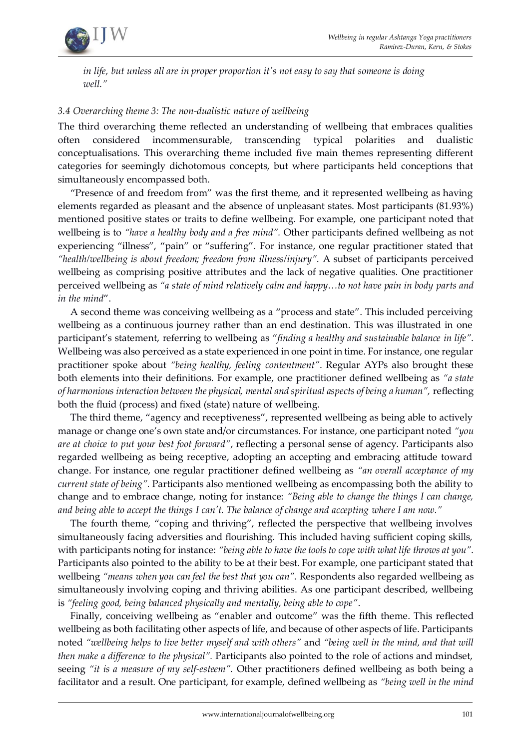*in life, but unless all are in proper proportion it's not easy to say that someone is doing well."*

### *3.4 Overarching theme 3: The non-dualistic nature of wellbeing*

The third overarching theme reflected an understanding of wellbeing that embraces qualities often considered incommensurable, transcending typical polarities and dualistic conceptualisations. This overarching theme included five main themes representing different categories for seemingly dichotomous concepts, but where participants held conceptions that simultaneously encompassed both.

"Presence of and freedom from" was the first theme, and it represented wellbeing as having elements regarded as pleasant and the absence of unpleasant states. Most participants (81.93%) mentioned positive states or traits to define wellbeing. For example, one participant noted that wellbeing is to *"have a healthy body and a free mind"*. Other participants defined wellbeing as not experiencing "illness", "pain" or "suffering". For instance, one regular practitioner stated that *"health/wellbeing is about freedom; freedom from illness/injury"*. A subset of participants perceived wellbeing as comprising positive attributes and the lack of negative qualities. One practitioner perceived wellbeing as *"a state of mind relatively calm and happy…to not have pain in body parts and in the mind"*.

A second theme was conceiving wellbeing as a "process and state". This included perceiving wellbeing as a continuous journey rather than an end destination. This was illustrated in one participant's statement, referring to wellbeing as "*finding a healthy and sustainable balance in life"*. Wellbeing was also perceived as a state experienced in one point in time. For instance, one regular practitioner spoke about *"being healthy, feeling contentment"*. Regular AYPs also brought these both elements into their definitions. For example, one practitioner defined wellbeing as *"a state of harmonious interaction between the physical, mental and spiritual aspects of being a human",* reflecting both the fluid (process) and fixed (state) nature of wellbeing.

The third theme, "agency and receptiveness", represented wellbeing as being able to actively manage or change one's own state and/or circumstances. For instance, one participant noted *"you are at choice to put your best foot forward"*, reflecting a personal sense of agency. Participants also regarded wellbeing as being receptive, adopting an accepting and embracing attitude toward change. For instance, one regular practitioner defined wellbeing as *"an overall acceptance of my current state of being"*. Participants also mentioned wellbeing as encompassing both the ability to change and to embrace change, noting for instance: *"Being able to change the things I can change, and being able to accept the things I can't. The balance of change and accepting where I am now."*

The fourth theme, "coping and thriving", reflected the perspective that wellbeing involves simultaneously facing adversities and flourishing. This included having sufficient coping skills, with participants noting for instance: *"being able to have the tools to cope with what life throws at you"*. Participants also pointed to the ability to be at their best. For example, one participant stated that wellbeing *"means when you can feel the best that you can".* Respondents also regarded wellbeing as simultaneously involving coping and thriving abilities. As one participant described, wellbeing is *"feeling good, being balanced physically and mentally, being able to cope"*.

Finally, conceiving wellbeing as "enabler and outcome" was the fifth theme. This reflected wellbeing as both facilitating other aspects of life, and because of other aspects of life. Participants noted *"wellbeing helps to live better myself and with others"* and *"being well in the mind, and that will then make a difference to the physical"*. Participants also pointed to the role of actions and mindset, seeing *"it is a measure of my self-esteem"*. Other practitioners defined wellbeing as both being a facilitator and a result. One participant, for example, defined wellbeing as *"being well in the mind*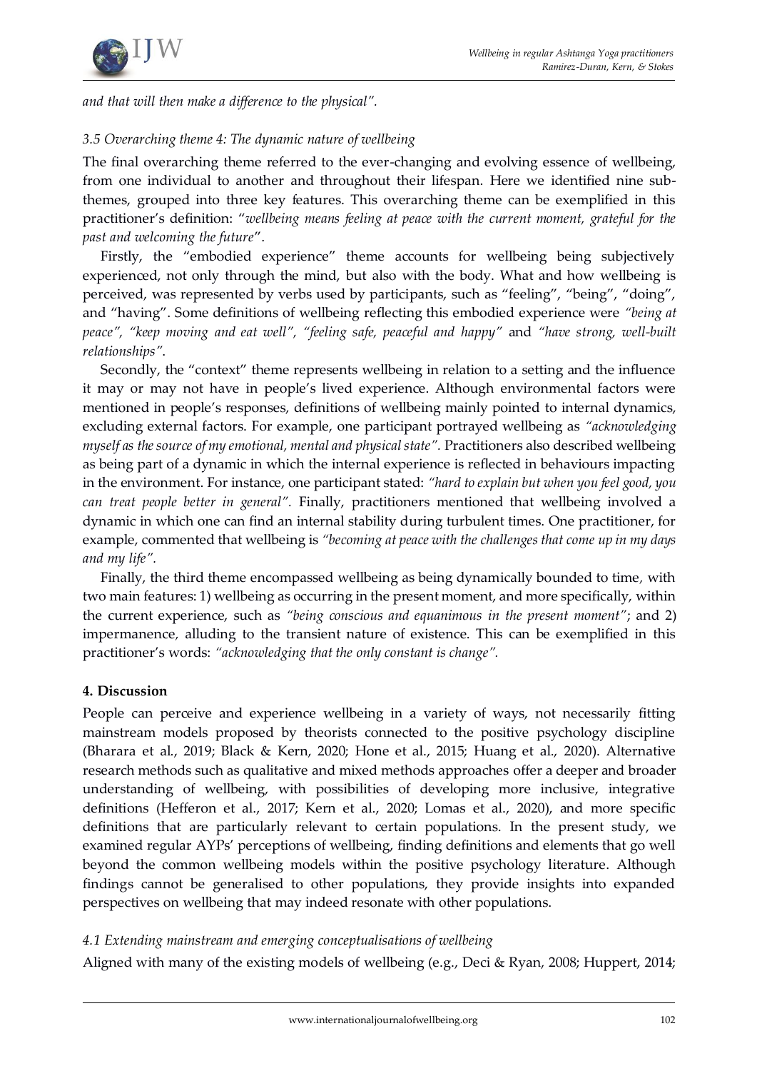*and that will then make a difference to the physical".*

### *3.5 Overarching theme 4: The dynamic nature of wellbeing*

The final overarching theme referred to the ever-changing and evolving essence of wellbeing, from one individual to another and throughout their lifespan. Here we identified nine sub-themes, grouped into three key features. This overarching theme can be exemplified in this practitioner's definition: "*wellbeing means feeling at peace with the current moment, grateful for the past and welcoming the future*".

Firstly, the "embodied experience" theme accounts for wellbeing being subjectively experienced, not only through the mind, but also with the body. What and how wellbeing is perceived, was represented by verbs used by participants, such as "feeling", "being", "doing", and "having". Some definitions of wellbeing reflecting this embodied experience were *"being at peace", "keep moving and eat well", "feeling safe, peaceful and happy"* and *"have strong, well-built relationships"*.

Secondly, the "context" theme represents wellbeing in relation to a setting and the influence it may or may not have in people's lived experience. Although environmental factors were mentioned in people's responses, definitions of wellbeing mainly pointed to internal dynamics, excluding external factors. For example, one participant portrayed wellbeing as *"acknowledging myself as the source of my emotional, mental and physical state"*. Practitioners also described wellbeing as being part of a dynamic in which the internal experience is reflected in behaviours impacting in the environment. For instance, one participant stated: *"hard to explain but when you feel good, you can treat people better in general"*. Finally, practitioners mentioned that wellbeing involved a dynamic in which one can find an internal stability during turbulent times. One practitioner, for example, commented that wellbeing is *"becoming at peace with the challenges that come up in my days and my life"*.

Finally, the third theme encompassed wellbeing as being dynamically bounded to time, with two main features: 1) wellbeing as occurring in the present moment, and more specifically, within the current experience, such as *"being conscious and equanimous in the present moment"*; and 2) impermanence, alluding to the transient nature of existence. This can be exemplified in this practitioner's words: *"acknowledging that the only constant is change"*.

## **4. Discussion**

People can perceive and experience wellbeing in a variety of ways, not necessarily fitting mainstream models proposed by theorists connected to the positive psychology discipline (Bharara et al., 2019; Black & Kern, 2020; Hone et al., 2015; Huang et al., 2020). Alternative research methods such as qualitative and mixed methods approaches offer a deeper and broader understanding of wellbeing, with possibilities of developing more inclusive, integrative definitions (Hefferon et al., 2017; Kern et al., 2020; Lomas et al., 2020), and more specific definitions that are particularly relevant to certain populations. In the present study, we examined regular AYPs' perceptions of wellbeing, finding definitions and elements that go well beyond the common wellbeing models within the positive psychology literature. Although findings cannot be generalised to other populations, they provide insights into expanded perspectives on wellbeing that may indeed resonate with other populations.

### *4.1 Extending mainstream and emerging conceptualisations of wellbeing*

Aligned with many of the existing models of wellbeing (e.g., Deci & Ryan, 2008; Huppert, 2014;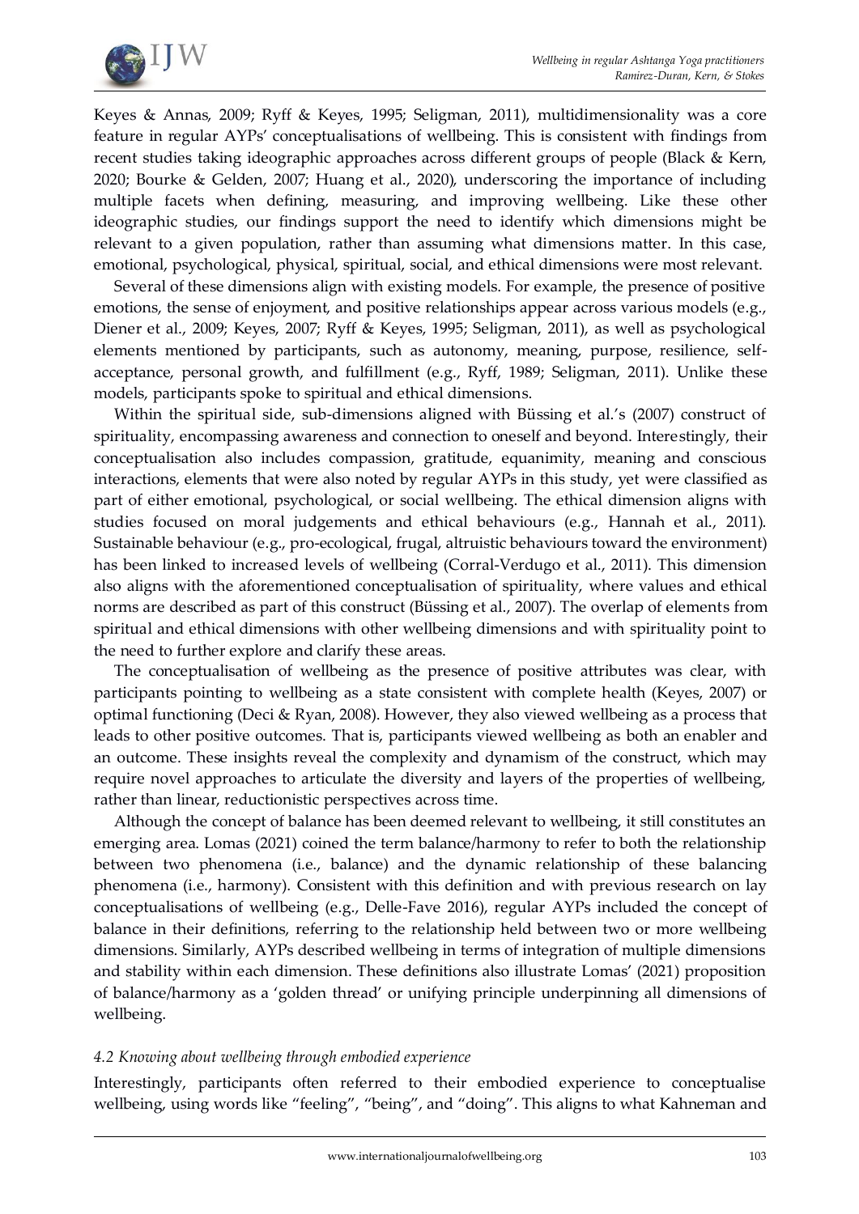Keyes & Annas, 2009; Ryff & Keyes, 1995; Seligman, 2011), multidimensionality was a core feature in regular AYPs' conceptualisations of wellbeing. This is consistent with findings from recent studies taking ideographic approaches across different groups of people (Black & Kern, 2020; Bourke & Gelden, 2007; Huang et al., 2020), underscoring the importance of including multiple facets when defining, measuring, and improving wellbeing. Like these other ideographic studies, our findings support the need to identify which dimensions might be relevant to a given population, rather than assuming what dimensions matter. In this case, emotional, psychological, physical, spiritual, social, and ethical dimensions were most relevant.

Several of these dimensions align with existing models. For example, the presence of positive emotions, the sense of enjoyment, and positive relationships appear across various models (e.g., Diener et al., 2009; Keyes, 2007; Ryff & Keyes, 1995; Seligman, 2011), as well as psychological elements mentioned by participants, such as autonomy, meaning, purpose, resilience, self-acceptance, personal growth, and fulfillment (e.g., Ryff, 1989; Seligman, 2011). Unlike these models, participants spoke to spiritual and ethical dimensions.

Within the spiritual side, sub-dimensions aligned with Büssing et al.'s (2007) construct of spirituality, encompassing awareness and connection to oneself and beyond. Interestingly, their conceptualisation also includes compassion, gratitude, equanimity, meaning and conscious interactions, elements that were also noted by regular AYPs in this study, yet were classified as part of either emotional, psychological, or social wellbeing. The ethical dimension aligns with studies focused on moral judgements and ethical behaviours (e.g., Hannah et al., 2011). Sustainable behaviour (e.g., pro-ecological, frugal, altruistic behaviours toward the environment) has been linked to increased levels of wellbeing (Corral-Verdugo et al., 2011). This dimension also aligns with the aforementioned conceptualisation of spirituality, where values and ethical norms are described as part of this construct (Büssing et al., 2007). The overlap of elements from spiritual and ethical dimensions with other wellbeing dimensions and with spirituality point to the need to further explore and clarify these areas.

The conceptualisation of wellbeing as the presence of positive attributes was clear, with participants pointing to wellbeing as a state consistent with complete health (Keyes, 2007) or optimal functioning (Deci & Ryan, 2008). However, they also viewed wellbeing as a process that leads to other positive outcomes. That is, participants viewed wellbeing as both an enabler and an outcome. These insights reveal the complexity and dynamism of the construct, which may require novel approaches to articulate the diversity and layers of the properties of wellbeing, rather than linear, reductionistic perspectives across time.

Although the concept of balance has been deemed relevant to wellbeing, it still constitutes an emerging area. Lomas (2021) coined the term balance/harmony to refer to both the relationship between two phenomena (i.e., balance) and the dynamic relationship of these balancing phenomena (i.e., harmony). Consistent with this definition and with previous research on lay conceptualisations of wellbeing (e.g., Delle-Fave 2016), regular AYPs included the concept of balance in their definitions, referring to the relationship held between two or more wellbeing dimensions. Similarly, AYPs described wellbeing in terms of integration of multiple dimensions and stability within each dimension. These definitions also illustrate Lomas' (2021) proposition of balance/harmony as a 'golden thread' or unifying principle underpinning all dimensions of wellbeing.

### *4.2 Knowing about wellbeing through embodied experience*

Interestingly, participants often referred to their embodied experience to conceptualise wellbeing, using words like "feeling", "being", and "doing". This aligns to what Kahneman and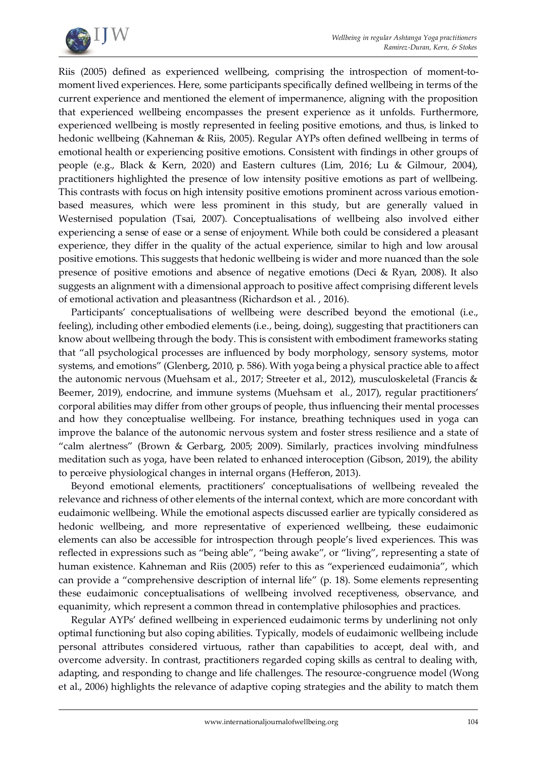Riis (2005) defined as experienced wellbeing, comprising the introspection of moment-to-moment lived experiences. Here, some participants specifically defined wellbeing in terms of the current experience and mentioned the element of impermanence, aligning with the proposition that experienced wellbeing encompasses the present experience as it unfolds. Furthermore, experienced wellbeing is mostly represented in feeling positive emotions, and thus, is linked to hedonic wellbeing (Kahneman & Riis, 2005). Regular AYPs often defined wellbeing in terms of emotional health or experiencing positive emotions. Consistent with findings in other groups of people (e.g., Black & Kern, 2020) and Eastern cultures (Lim, 2016; Lu & Gilmour, 2004), practitioners highlighted the presence of low intensity positive emotions as part of wellbeing. This contrasts with focus on high intensity positive emotions prominent across various emotion-based measures, which were less prominent in this study, but are generally valued in Westernised population (Tsai, 2007). Conceptualisations of wellbeing also involved either experiencing a sense of ease or a sense of enjoyment. While both could be considered a pleasant experience, they differ in the quality of the actual experience, similar to high and low arousal positive emotions. This suggests that hedonic wellbeing is wider and more nuanced than the sole presence of positive emotions and absence of negative emotions (Deci & Ryan, 2008). It also suggests an alignment with a dimensional approach to positive affect comprising different levels of emotional activation and pleasantness (Richardson et al. , 2016).

Participants' conceptualisations of wellbeing were described beyond the emotional (i.e., feeling), including other embodied elements (i.e., being, doing), suggesting that practitioners can know about wellbeing through the body. This is consistent with embodiment frameworks stating that "all psychological processes are influenced by body morphology, sensory systems, motor systems, and emotions" (Glenberg, 2010, p. 586). With yoga being a physical practice able to affect the autonomic nervous (Muehsam et al., 2017; Streeter et al., 2012), musculoskeletal (Francis & Beemer, 2019), endocrine, and immune systems (Muehsam et al., 2017), regular practitioners' corporal abilities may differ from other groups of people, thus influencing their mental processes and how they conceptualise wellbeing. For instance, breathing techniques used in yoga can improve the balance of the autonomic nervous system and foster stress resilience and a state of "calm alertness" (Brown & Gerbarg, 2005; 2009). Similarly, practices involving mindfulness meditation such as yoga, have been related to enhanced interoception (Gibson, 2019), the ability to perceive physiological changes in internal organs (Hefferon, 2013).

Beyond emotional elements, practitioners' conceptualisations of wellbeing revealed the relevance and richness of other elements of the internal context, which are more concordant with eudaimonic wellbeing. While the emotional aspects discussed earlier are typically considered as hedonic wellbeing, and more representative of experienced wellbeing, these eudaimonic elements can also be accessible for introspection through people's lived experiences. This was reflected in expressions such as "being able", "being awake", or "living", representing a state of human existence. Kahneman and Riis (2005) refer to this as "experienced eudaimonia", which can provide a "comprehensive description of internal life" (p. 18). Some elements representing these eudaimonic conceptualisations of wellbeing involved receptiveness, observance, and equanimity, which represent a common thread in contemplative philosophies and practices.

Regular AYPs' defined wellbeing in experienced eudaimonic terms by underlining not only optimal functioning but also coping abilities. Typically, models of eudaimonic wellbeing include personal attributes considered virtuous, rather than capabilities to accept, deal with, and overcome adversity. In contrast, practitioners regarded coping skills as central to dealing with, adapting, and responding to change and life challenges. The resource-congruence model (Wong et al., 2006) highlights the relevance of adaptive coping strategies and the ability to match them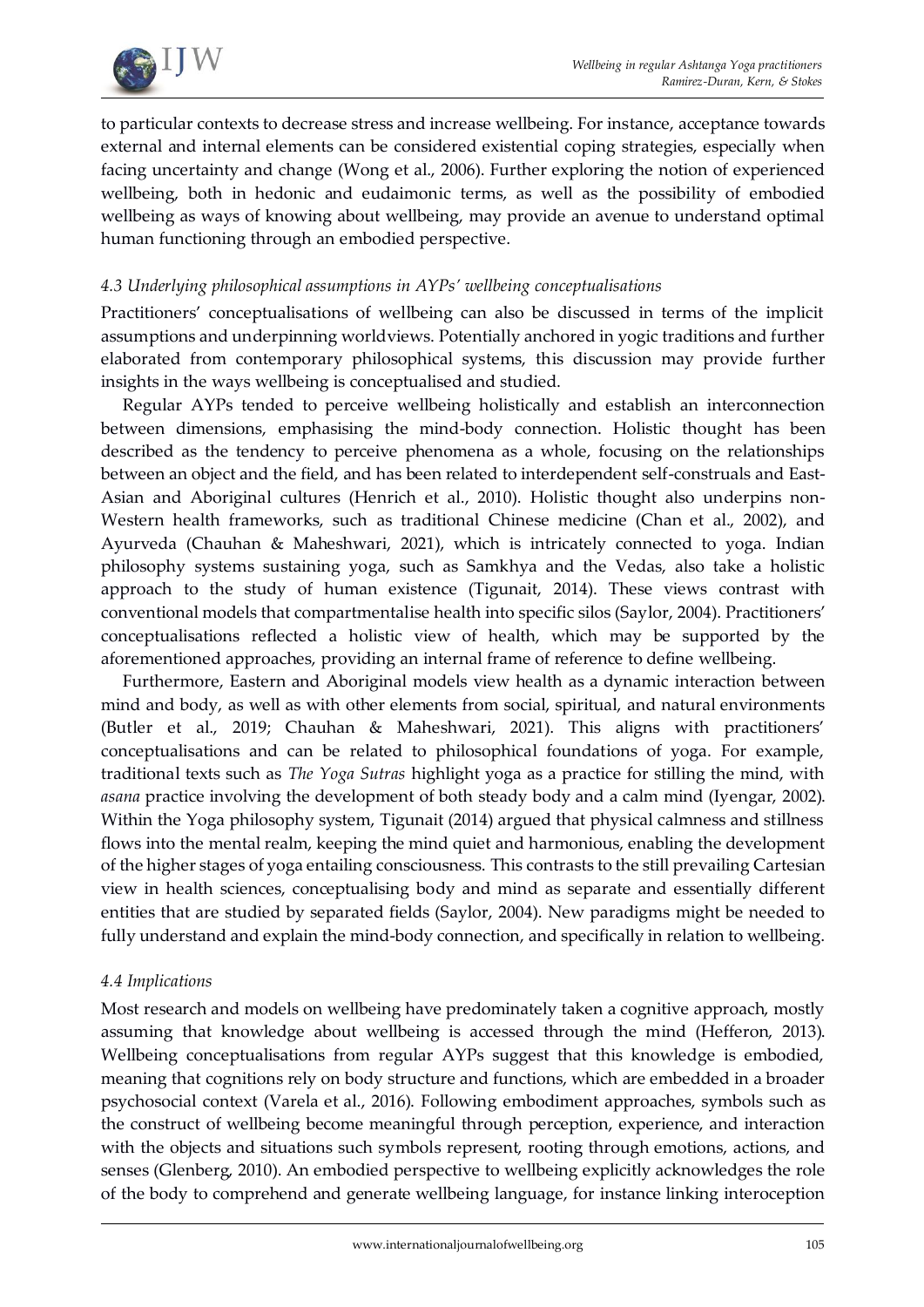to particular contexts to decrease stress and increase wellbeing. For instance, acceptance towards external and internal elements can be considered existential coping strategies, especially when facing uncertainty and change (Wong et al., 2006). Further exploring the notion of experienced wellbeing, both in hedonic and eudaimonic terms, as well as the possibility of embodied wellbeing as ways of knowing about wellbeing, may provide an avenue to understand optimal human functioning through an embodied perspective.

### *4.3 Underlying philosophical assumptions in AYPs' wellbeing conceptualisations*

Practitioners' conceptualisations of wellbeing can also be discussed in terms of the implicit assumptions and underpinning worldviews. Potentially anchored in yogic traditions and further elaborated from contemporary philosophical systems, this discussion may provide further insights in the ways wellbeing is conceptualised and studied.

Regular AYPs tended to perceive wellbeing holistically and establish an interconnection between dimensions, emphasising the mind-body connection. Holistic thought has been described as the tendency to perceive phenomena as a whole, focusing on the relationships between an object and the field, and has been related to interdependent self-construals and East-Asian and Aboriginal cultures (Henrich et al., 2010). Holistic thought also underpins non-Western health frameworks, such as traditional Chinese medicine (Chan et al., 2002), and Ayurveda (Chauhan & Maheshwari, 2021), which is intricately connected to yoga. Indian philosophy systems sustaining yoga, such as Samkhya and the Vedas, also take a holistic approach to the study of human existence (Tigunait, 2014). These views contrast with conventional models that compartmentalise health into specific silos (Saylor, 2004). Practitioners' conceptualisations reflected a holistic view of health, which may be supported by the aforementioned approaches, providing an internal frame of reference to define wellbeing.

Furthermore, Eastern and Aboriginal models view health as a dynamic interaction between mind and body, as well as with other elements from social, spiritual, and natural environments (Butler et al., 2019; Chauhan & Maheshwari, 2021). This aligns with practitioners' conceptualisations and can be related to philosophical foundations of yoga. For example, traditional texts such as *The Yoga Sutras* highlight yoga as a practice for stilling the mind, with *asana* practice involving the development of both steady body and a calm mind (Iyengar, 2002). Within the Yoga philosophy system, Tigunait (2014) argued that physical calmness and stillness flows into the mental realm, keeping the mind quiet and harmonious, enabling the development of the higher stages of yoga entailing consciousness. This contrasts to the still prevailing Cartesian view in health sciences, conceptualising body and mind as separate and essentially different entities that are studied by separated fields (Saylor, 2004). New paradigms might be needed to fully understand and explain the mind-body connection, and specifically in relation to wellbeing.

### *4.4 Implications*

Most research and models on wellbeing have predominately taken a cognitive approach, mostly assuming that knowledge about wellbeing is accessed through the mind (Hefferon, 2013). Wellbeing conceptualisations from regular AYPs suggest that this knowledge is embodied, meaning that cognitions rely on body structure and functions, which are embedded in a broader psychosocial context (Varela et al., 2016). Following embodiment approaches, symbols such as the construct of wellbeing become meaningful through perception, experience, and interaction with the objects and situations such symbols represent, rooting through emotions, actions, and senses (Glenberg, 2010). An embodied perspective to wellbeing explicitly acknowledges the role of the body to comprehend and generate wellbeing language, for instance linking interoception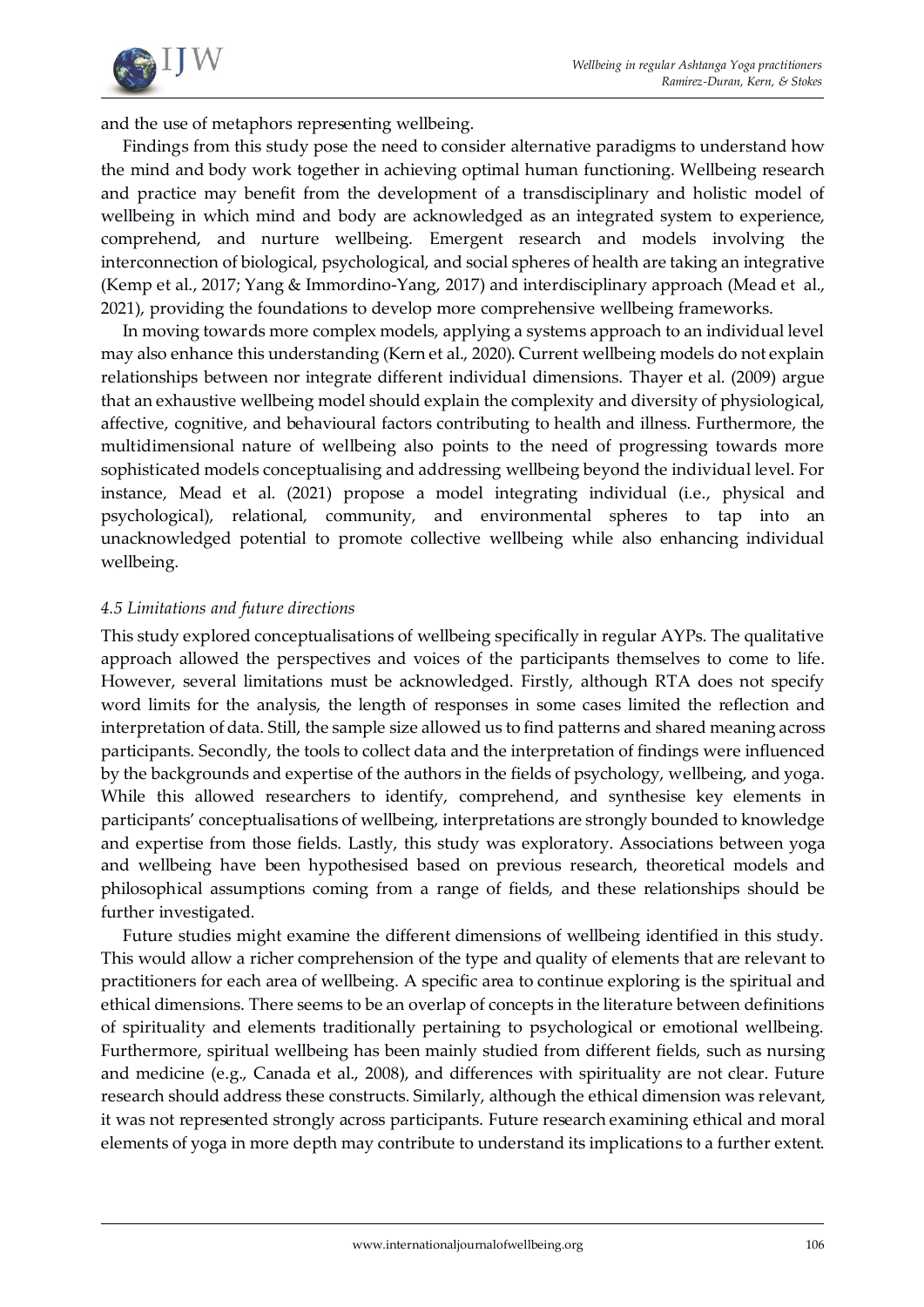and the use of metaphors representing wellbeing.

Findings from this study pose the need to consider alternative paradigms to understand how the mind and body work together in achieving optimal human functioning. Wellbeing research and practice may benefit from the development of a transdisciplinary and holistic model of wellbeing in which mind and body are acknowledged as an integrated system to experience, comprehend, and nurture wellbeing. Emergent research and models involving the interconnection of biological, psychological, and social spheres of health are taking an integrative (Kemp et al., 2017; Yang & Immordino-Yang, 2017) and interdisciplinary approach (Mead et al., 2021), providing the foundations to develop more comprehensive wellbeing frameworks.

In moving towards more complex models, applying a systems approach to an individual level may also enhance this understanding (Kern et al., 2020). Current wellbeing models do not explain relationships between nor integrate different individual dimensions. Thayer et al. (2009) argue that an exhaustive wellbeing model should explain the complexity and diversity of physiological, affective, cognitive, and behavioural factors contributing to health and illness. Furthermore, the multidimensional nature of wellbeing also points to the need of progressing towards more sophisticated models conceptualising and addressing wellbeing beyond the individual level. For instance, Mead et al. (2021) propose a model integrating individual (i.e., physical and psychological), relational, community, and environmental spheres to tap into an unacknowledged potential to promote collective wellbeing while also enhancing individual wellbeing.

### *4.5 Limitations and future directions*

This study explored conceptualisations of wellbeing specifically in regular AYPs. The qualitative approach allowed the perspectives and voices of the participants themselves to come to life. However, several limitations must be acknowledged. Firstly, although RTA does not specify word limits for the analysis, the length of responses in some cases limited the reflection and interpretation of data. Still, the sample size allowed us to find patterns and shared meaning across participants. Secondly, the tools to collect data and the interpretation of findings were influenced by the backgrounds and expertise of the authors in the fields of psychology, wellbeing, and yoga. While this allowed researchers to identify, comprehend, and synthesise key elements in participants' conceptualisations of wellbeing, interpretations are strongly bounded to knowledge and expertise from those fields. Lastly, this study was exploratory. Associations between yoga and wellbeing have been hypothesised based on previous research, theoretical models and philosophical assumptions coming from a range of fields, and these relationships should be further investigated.

Future studies might examine the different dimensions of wellbeing identified in this study. This would allow a richer comprehension of the type and quality of elements that are relevant to practitioners for each area of wellbeing. A specific area to continue exploring is the spiritual and ethical dimensions. There seems to be an overlap of concepts in the literature between definitions of spirituality and elements traditionally pertaining to psychological or emotional wellbeing. Furthermore, spiritual wellbeing has been mainly studied from different fields, such as nursing and medicine (e.g., Canada et al., 2008), and differences with spirituality are not clear. Future research should address these constructs. Similarly, although the ethical dimension was relevant, it was not represented strongly across participants. Future research examining ethical and moral elements of yoga in more depth may contribute to understand its implications to a further extent.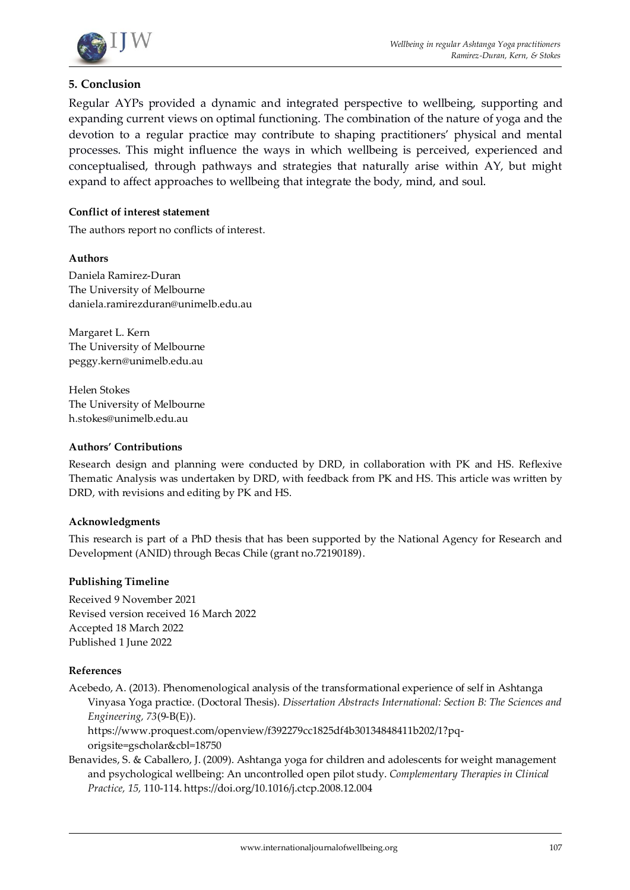## 5. Conclusion

Regular AYPs provided a dynamic and integrated perspective to wellbeing, supporting and expanding current views on optimal functioning. The combination of the nature of yoga and the devotion to a regular practice may contribute to shaping practitioners' physical and mental processes. This might influence the ways in which wellbeing is perceived, experienced and conceptualised, through pathways and strategies that naturally arise within AY, but might expand to affect approaches to wellbeing that integrate the body, mind, and soul.

#### Conflict of interest statement

The authors report no conflicts of interest.

#### Authors

Daniela Ramirez-Duran
The University of Melbourne
daniela.ramirezduran@unimelb.edu.au

Margaret L. Kern
The University of Melbourne
peggy.kern@unimelb.edu.au

Helen Stokes
The University of Melbourne
h.stokes@unimelb.edu.au

#### Authors' Contributions

Research design and planning were conducted by DRD, in collaboration with PK and HS. Reflexive Thematic Analysis was undertaken by DRD, with feedback from PK and HS. This article was written by DRD, with revisions and editing by PK and HS.

#### Acknowledgments

This research is part of a PhD thesis that has been supported by the National Agency for Research and Development (ANID) through Becas Chile (grant no.72190189).

#### Publishing Timeline

Received 9 November 2021
Revised version received 16 March 2022
Accepted 18 March 2022
Published 1 June 2022

#### References

Acebedo, A. (2013). Phenomenological analysis of the transformational experience of self in Ashtanga Vinyasa Yoga practice. (Doctoral Thesis). *Dissertation Abstracts International: Section B: The Sciences and Engineering, 73*(9-B(E)). https://www.proquest.com/openview/f392279cc1825df4b30134848411b202/1?pq-origsite=gscholar&cbl=18750

Benavides, S. & Caballero, J. (2009). Ashtanga yoga for children and adolescents for weight management and psychological wellbeing: An uncontrolled open pilot study. *Complementary Therapies in Clinical Practice, 15,* 110-114. https://doi.org/10.1016/j.ctcp.2008.12.004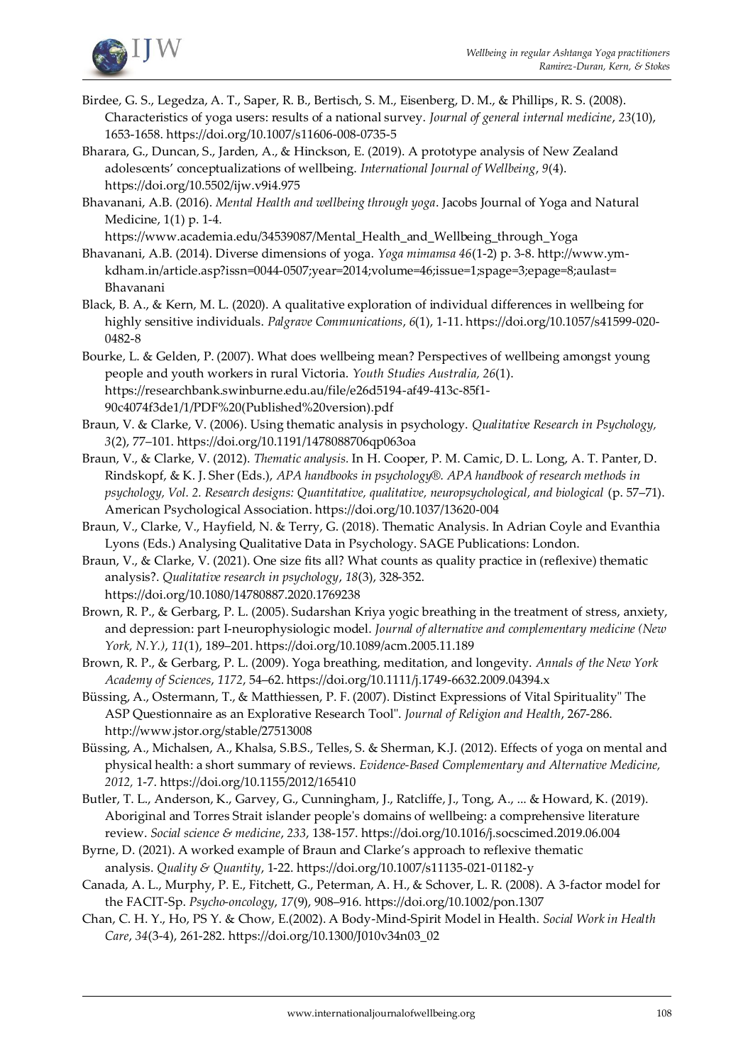Birdee, G. S., Legedza, A. T., Saper, R. B., Bertisch, S. M., Eisenberg, D. M., & Phillips, R. S. (2008). Characteristics of yoga users: results of a national survey. *Journal of general internal medicine*, *23*(10), 1653-1658. https://doi.org/10.1007/s11606-008-0735-5

Bharara, G., Duncan, S., Jarden, A., & Hinckson, E. (2019). A prototype analysis of New Zealand adolescents' conceptualizations of wellbeing. *International Journal of Wellbeing*, *9*(4). https://doi.org/10.5502/ijw.v9i4.975

Bhavanani, A.B. (2016). *Mental Health and wellbeing through yoga*. Jacobs Journal of Yoga and Natural Medicine, 1(1) p. 1-4. https://www.academia.edu/34539087/Mental_Health_and_Wellbeing_through_Yoga

Bhavanani, A.B. (2014). Diverse dimensions of yoga. *Yoga mimamsa 46*(1-2) p. 3-8. http://www.ym-kdham.in/article.asp?issn=0044-0507;year=2014;volume=46;issue=1;spage=3;epage=8;aulast=Bhavanani

Black, B. A., & Kern, M. L. (2020). A qualitative exploration of individual differences in wellbeing for highly sensitive individuals. *Palgrave Communications*, *6*(1), 1-11. https://doi.org/10.1057/s41599-020-0482-8

Bourke, L. & Gelden, P. (2007). What does wellbeing mean? Perspectives of wellbeing amongst young people and youth workers in rural Victoria. *Youth Studies Australia, 26*(1). https://researchbank.swinburne.edu.au/file/e26d5194-af49-413c-85f1-90c4074f3de1/1/PDF%20(Published%20version).pdf

Braun, V. & Clarke, V. (2006). Using thematic analysis in psychology. *Qualitative Research in Psychology, 3*(2), 77–101. https://doi.org/10.1191/1478088706qp063oa

Braun, V., & Clarke, V. (2012). *Thematic analysis.* In H. Cooper, P. M. Camic, D. L. Long, A. T. Panter, D. Rindskopf, & K. J. Sher (Eds.), *APA handbooks in psychology®. APA handbook of research methods in psychology, Vol. 2. Research designs: Quantitative, qualitative, neuropsychological, and biological* (p. 57–71). American Psychological Association. https://doi.org/10.1037/13620-004

Braun, V., Clarke, V., Hayfield, N. & Terry, G. (2018). Thematic Analysis. In Adrian Coyle and Evanthia Lyons (Eds.) Analysing Qualitative Data in Psychology. SAGE Publications: London.

Braun, V., & Clarke, V. (2021). One size fits all? What counts as quality practice in (reflexive) thematic analysis?. *Qualitative research in psychology*, *18*(3), 328-352. https://doi.org/10.1080/14780887.2020.1769238

Brown, R. P., & Gerbarg, P. L. (2005). Sudarshan Kriya yogic breathing in the treatment of stress, anxiety, and depression: part I-neurophysiologic model. *Journal of alternative and complementary medicine (New York, N.Y.)*, *11*(1), 189–201. https://doi.org/10.1089/acm.2005.11.189

Brown, R. P., & Gerbarg, P. L. (2009). Yoga breathing, meditation, and longevity. *Annals of the New York Academy of Sciences*, *1172*, 54–62. https://doi.org/10.1111/j.1749-6632.2009.04394.x

Büssing, A., Ostermann, T., & Matthiessen, P. F. (2007). Distinct Expressions of Vital Spirituality" The ASP Questionnaire as an Explorative Research Tool". *Journal of Religion and Health*, 267-286. http://www.jstor.org/stable/27513008

Büssing, A., Michalsen, A., Khalsa, S.B.S., Telles, S. & Sherman, K.J. (2012). Effects of yoga on mental and physical health: a short summary of reviews. *Evidence-Based Complementary and Alternative Medicine, 2012,* 1-7. https://doi.org/10.1155/2012/165410

Butler, T. L., Anderson, K., Garvey, G., Cunningham, J., Ratcliffe, J., Tong, A., ... & Howard, K. (2019). Aboriginal and Torres Strait islander people's domains of wellbeing: a comprehensive literature review. *Social science & medicine*, *233*, 138-157. https://doi.org/10.1016/j.socscimed.2019.06.004

Byrne, D. (2021). A worked example of Braun and Clarke's approach to reflexive thematic analysis. *Quality & Quantity*, 1-22. https://doi.org/10.1007/s11135-021-01182-y

Canada, A. L., Murphy, P. E., Fitchett, G., Peterman, A. H., & Schover, L. R. (2008). A 3-factor model for the FACIT-Sp. *Psycho-oncology*, *17*(9), 908–916. https://doi.org/10.1002/pon.1307

Chan, C. H. Y., Ho, PS Y. & Chow, E.(2002). A Body-Mind-Spirit Model in Health. *Social Work in Health Care*, *34*(3-4), 261-282. https://doi.org/10.1300/J010v34n03_02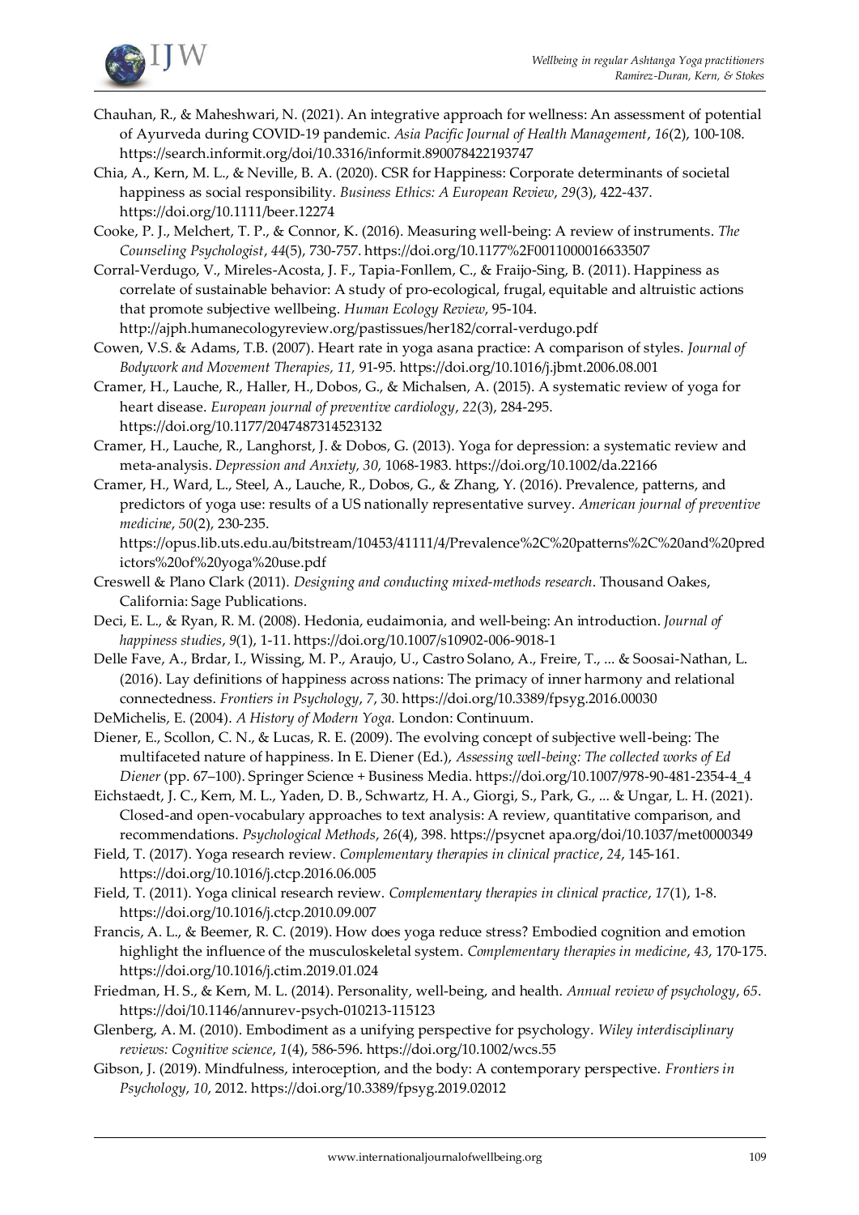Chauhan, R., & Maheshwari, N. (2021). An integrative approach for wellness: An assessment of potential of Ayurveda during COVID-19 pandemic. *Asia Pacific Journal of Health Management*, *16*(2), 100-108. https://search.informit.org/doi/10.3316/informit.890078422193747

Chia, A., Kern, M. L., & Neville, B. A. (2020). CSR for Happiness: Corporate determinants of societal happiness as social responsibility. *Business Ethics: A European Review*, *29*(3), 422-437. https://doi.org/10.1111/beer.12274

Cooke, P. J., Melchert, T. P., & Connor, K. (2016). Measuring well-being: A review of instruments. *The Counseling Psychologist*, *44*(5), 730-757. https://doi.org/10.1177%2F0011000016633507

Corral-Verdugo, V., Mireles-Acosta, J. F., Tapia-Fonllem, C., & Fraijo-Sing, B. (2011). Happiness as correlate of sustainable behavior: A study of pro-ecological, frugal, equitable and altruistic actions that promote subjective wellbeing. *Human Ecology Review*, 95-104. http://ajph.humanecologyreview.org/pastissues/her182/corral-verdugo.pdf

Cowen, V.S. & Adams, T.B. (2007). Heart rate in yoga asana practice: A comparison of styles. *Journal of Bodywork and Movement Therapies, 11,* 91-95. https://doi.org/10.1016/j.jbmt.2006.08.001

Cramer, H., Lauche, R., Haller, H., Dobos, G., & Michalsen, A. (2015). A systematic review of yoga for heart disease. *European journal of preventive cardiology*, *22*(3), 284-295. https://doi.org/10.1177/2047487314523132

Cramer, H., Lauche, R., Langhorst, J. & Dobos, G. (2013). Yoga for depression: a systematic review and meta-analysis. *Depression and Anxiety, 30,* 1068-1983. https://doi.org/10.1002/da.22166

Cramer, H., Ward, L., Steel, A., Lauche, R., Dobos, G., & Zhang, Y. (2016). Prevalence, patterns, and predictors of yoga use: results of a US nationally representative survey. *American journal of preventive medicine*, *50*(2), 230-235. https://opus.lib.uts.edu.au/bitstream/10453/41111/4/Prevalence%2C%20patterns%2C%20and%20predictors%20of%20yoga%20use.pdf

Creswell & Plano Clark (2011). *Designing and conducting mixed-methods research*. Thousand Oakes, California: Sage Publications.

Deci, E. L., & Ryan, R. M. (2008). Hedonia, eudaimonia, and well-being: An introduction. *Journal of happiness studies*, *9*(1), 1-11. https://doi.org/10.1007/s10902-006-9018-1

Delle Fave, A., Brdar, I., Wissing, M. P., Araujo, U., Castro Solano, A., Freire, T., ... & Soosai-Nathan, L. (2016). Lay definitions of happiness across nations: The primacy of inner harmony and relational connectedness. *Frontiers in Psychology*, *7*, 30. https://doi.org/10.3389/fpsyg.2016.00030

DeMichelis, E. (2004). *A History of Modern Yoga.* London: Continuum.

Diener, E., Scollon, C. N., & Lucas, R. E. (2009). The evolving concept of subjective well-being: The multifaceted nature of happiness. In E. Diener (Ed.), *Assessing well-being: The collected works of Ed Diener* (pp. 67–100). Springer Science + Business Media. https://doi.org/10.1007/978-90-481-2354-4_4

Eichstaedt, J. C., Kern, M. L., Yaden, D. B., Schwartz, H. A., Giorgi, S., Park, G., ... & Ungar, L. H. (2021). Closed-and open-vocabulary approaches to text analysis: A review, quantitative comparison, and recommendations. *Psychological Methods*, *26*(4), 398. https://psycnet apa.org/doi/10.1037/met0000349

Field, T. (2017). Yoga research review. *Complementary therapies in clinical practice*, *24*, 145-161. https://doi.org/10.1016/j.ctcp.2016.06.005

Field, T. (2011). Yoga clinical research review. *Complementary therapies in clinical practice*, *17*(1), 1-8. https://doi.org/10.1016/j.ctcp.2010.09.007

Francis, A. L., & Beemer, R. C. (2019). How does yoga reduce stress? Embodied cognition and emotion highlight the influence of the musculoskeletal system. *Complementary therapies in medicine*, *43*, 170-175. https://doi.org/10.1016/j.ctim.2019.01.024

Friedman, H. S., & Kern, M. L. (2014). Personality, well-being, and health. *Annual review of psychology*, *65*. https://doi/10.1146/annurev-psych-010213-115123

Glenberg, A. M. (2010). Embodiment as a unifying perspective for psychology. *Wiley interdisciplinary reviews: Cognitive science*, *1*(4), 586-596. https://doi.org/10.1002/wcs.55

Gibson, J. (2019). Mindfulness, interoception, and the body: A contemporary perspective. *Frontiers in Psychology*, *10*, 2012. https://doi.org/10.3389/fpsyg.2019.02012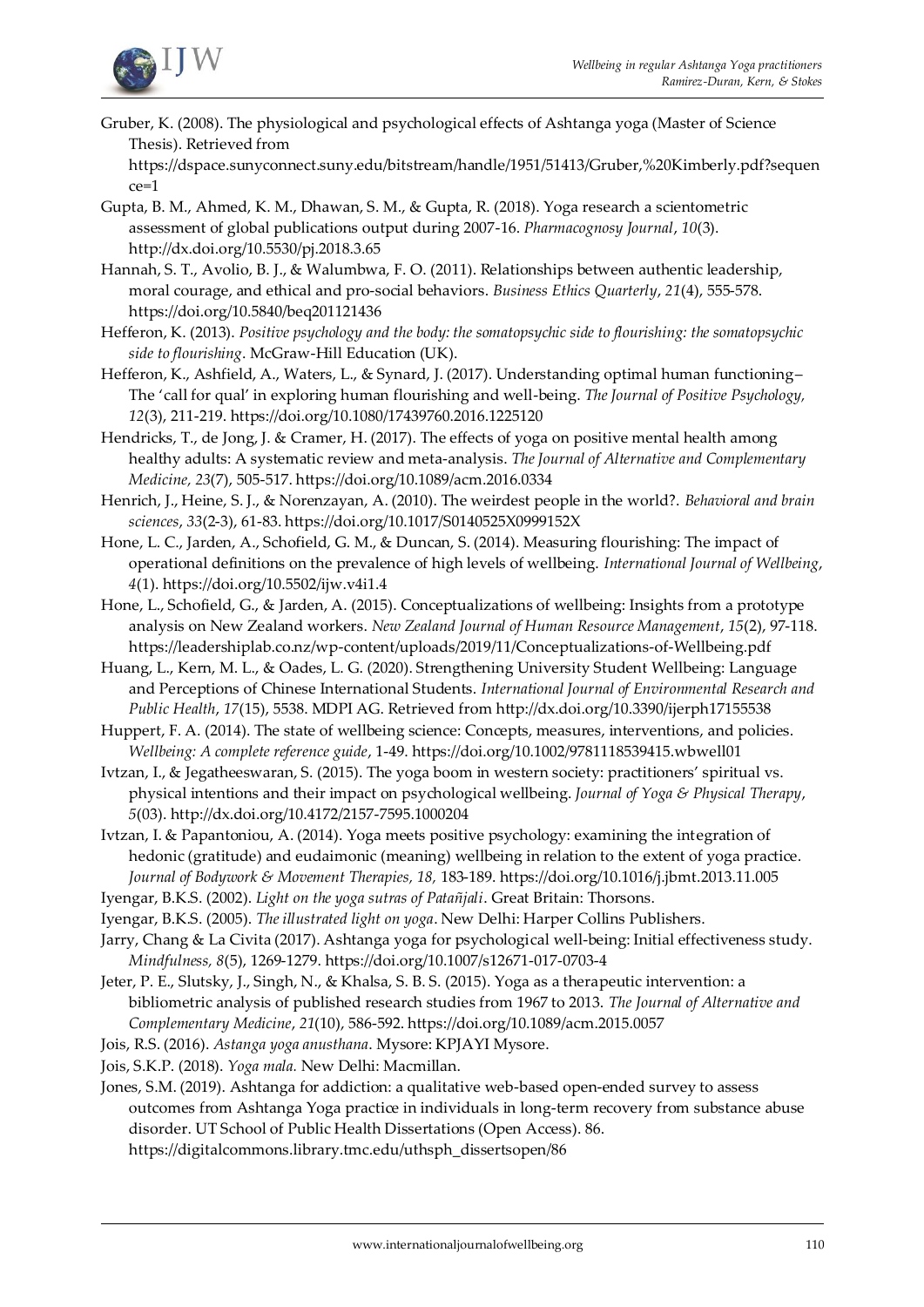Gruber, K. (2008). The physiological and psychological effects of Ashtanga yoga (Master of Science Thesis). Retrieved from https://dspace.sunyconnect.suny.edu/bitstream/handle/1951/51413/Gruber,%20Kimberly.pdf?sequence=1

Gupta, B. M., Ahmed, K. M., Dhawan, S. M., & Gupta, R. (2018). Yoga research a scientometric assessment of global publications output during 2007-16. *Pharmacognosy Journal*, *10*(3). http://dx.doi.org/10.5530/pj.2018.3.65

Hannah, S. T., Avolio, B. J., & Walumbwa, F. O. (2011). Relationships between authentic leadership, moral courage, and ethical and pro-social behaviors. *Business Ethics Quarterly*, *21*(4), 555-578. https://doi.org/10.5840/beq201121436

Hefferon, K. (2013). *Positive psychology and the body: the somatopsychic side to flourishing: the somatopsychic side to flourishing*. McGraw-Hill Education (UK).

Hefferon, K., Ashfield, A., Waters, L., & Synard, J. (2017). Understanding optimal human functioning–The 'call for qual' in exploring human flourishing and well-being. *The Journal of Positive Psychology, 12*(3), 211-219. https://doi.org/10.1080/17439760.2016.1225120

Hendricks, T., de Jong, J. & Cramer, H. (2017). The effects of yoga on positive mental health among healthy adults: A systematic review and meta-analysis. *The Journal of Alternative and Complementary Medicine, 23*(7), 505-517. https://doi.org/10.1089/acm.2016.0334

Henrich, J., Heine, S. J., & Norenzayan, A. (2010). The weirdest people in the world?. *Behavioral and brain sciences*, *33*(2-3), 61-83. https://doi.org/10.1017/S0140525X0999152X

Hone, L. C., Jarden, A., Schofield, G. M., & Duncan, S. (2014). Measuring flourishing: The impact of operational definitions on the prevalence of high levels of wellbeing. *International Journal of Wellbeing*, *4*(1). https://doi.org/10.5502/ijw.v4i1.4

Hone, L., Schofield, G., & Jarden, A. (2015). Conceptualizations of wellbeing: Insights from a prototype analysis on New Zealand workers. *New Zealand Journal of Human Resource Management*, *15*(2), 97-118. https://leadershiplab.co.nz/wp-content/uploads/2019/11/Conceptualizations-of-Wellbeing.pdf

Huang, L., Kern, M. L., & Oades, L. G. (2020). Strengthening University Student Wellbeing: Language and Perceptions of Chinese International Students. *International Journal of Environmental Research and Public Health*, *17*(15), 5538. MDPI AG. Retrieved from http://dx.doi.org/10.3390/ijerph17155538

Huppert, F. A. (2014). The state of wellbeing science: Concepts, measures, interventions, and policies. *Wellbeing: A complete reference guide*, 1-49. https://doi.org/10.1002/9781118539415.wbwell01

Ivtzan, I., & Jegatheeswaran, S. (2015). The yoga boom in western society: practitioners' spiritual vs. physical intentions and their impact on psychological wellbeing. *Journal of Yoga & Physical Therapy*, *5*(03). http://dx.doi.org/10.4172/2157-7595.1000204

Ivtzan, I. & Papantoniou, A. (2014). Yoga meets positive psychology: examining the integration of hedonic (gratitude) and eudaimonic (meaning) wellbeing in relation to the extent of yoga practice. *Journal of Bodywork & Movement Therapies, 18,* 183-189. https://doi.org/10.1016/j.jbmt.2013.11.005

Iyengar, B.K.S. (2002). *Light on the yoga sutras of Patañjali*. Great Britain: Thorsons.

Iyengar, B.K.S. (2005). *The illustrated light on yoga*. New Delhi: Harper Collins Publishers.

Jarry, Chang & La Civita (2017). Ashtanga yoga for psychological well-being: Initial effectiveness study. *Mindfulness, 8*(5), 1269-1279. https://doi.org/10.1007/s12671-017-0703-4

Jeter, P. E., Slutsky, J., Singh, N., & Khalsa, S. B. S. (2015). Yoga as a therapeutic intervention: a bibliometric analysis of published research studies from 1967 to 2013. *The Journal of Alternative and Complementary Medicine*, *21*(10), 586-592. https://doi.org/10.1089/acm.2015.0057

Jois, R.S. (2016). *Astanga yoga anusthana*. Mysore: KPJAYI Mysore.

Jois, S.K.P. (2018). *Yoga mala.* New Delhi: Macmillan.

Jones, S.M. (2019). Ashtanga for addiction: a qualitative web-based open-ended survey to assess outcomes from Ashtanga Yoga practice in individuals in long-term recovery from substance abuse disorder. UT School of Public Health Dissertations (Open Access). 86. https://digitalcommons.library.tmc.edu/uthsph_dissertsopen/86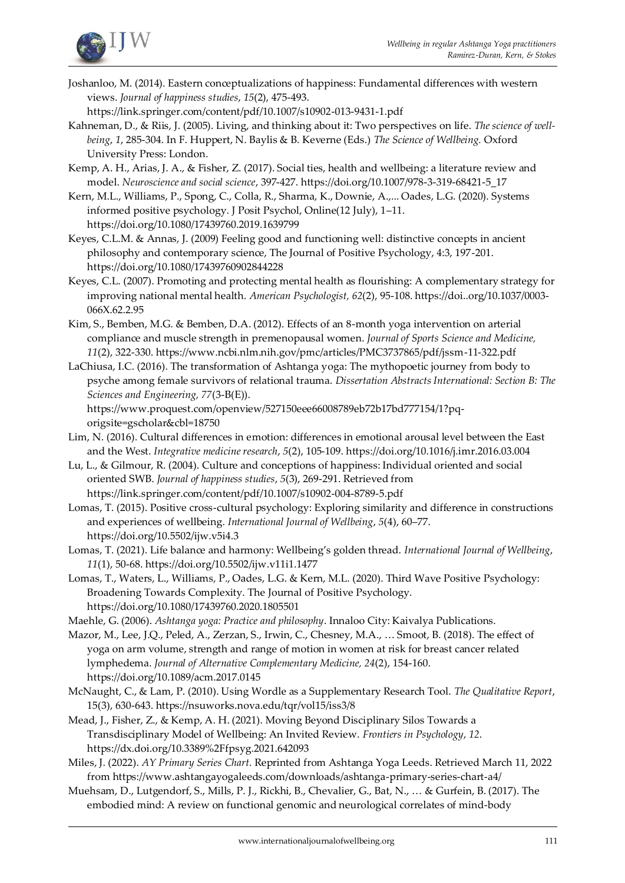Joshanloo, M. (2014). Eastern conceptualizations of happiness: Fundamental differences with western views. *Journal of happiness studies*, *15*(2), 475-493. https://link.springer.com/content/pdf/10.1007/s10902-013-9431-1.pdf

Kahneman, D., & Riis, J. (2005). Living, and thinking about it: Two perspectives on life. *The science of well-being*, *1*, 285-304. In F. Huppert, N. Baylis & B. Keverne (Eds.) *The Science of Wellbeing*. Oxford University Press: London.

Kemp, A. H., Arias, J. A., & Fisher, Z. (2017). Social ties, health and wellbeing: a literature review and model. *Neuroscience and social science*, 397-427. https://doi.org/10.1007/978-3-319-68421-5_17

Kern, M.L., Williams, P., Spong, C., Colla, R., Sharma, K., Downie, A.,... Oades, L.G. (2020). Systems informed positive psychology. J Posit Psychol, Online(12 July), 1–11. https://doi.org/10.1080/17439760.2019.1639799

Keyes, C.L.M. & Annas, J. (2009) Feeling good and functioning well: distinctive concepts in ancient philosophy and contemporary science, The Journal of Positive Psychology, 4:3, 197-201. https://doi.org/10.1080/17439760902844228

Keyes, C.L. (2007). Promoting and protecting mental health as flourishing: A complementary strategy for improving national mental health. *American Psychologist, 62*(2), 95-108. https://doi..org/10.1037/0003-066X.62.2.95

Kim, S., Bemben, M.G. & Bemben, D.A. (2012). Effects of an 8-month yoga intervention on arterial compliance and muscle strength in premenopausal women. *Journal of Sports Science and Medicine, 11*(2), 322-330. https://www.ncbi.nlm.nih.gov/pmc/articles/PMC3737865/pdf/jssm-11-322.pdf

LaChiusa, I.C. (2016). The transformation of Ashtanga yoga: The mythopoetic journey from body to psyche among female survivors of relational trauma. *Dissertation Abstracts International: Section B: The Sciences and Engineering, 77*(3-B(E)). https://www.proquest.com/openview/527150eee66008789eb72b17bd777154/1?pq-origsite=gscholar&cbl=18750

Lim, N. (2016). Cultural differences in emotion: differences in emotional arousal level between the East and the West. *Integrative medicine research*, *5*(2), 105-109. https://doi.org/10.1016/j.imr.2016.03.004

Lu, L., & Gilmour, R. (2004). Culture and conceptions of happiness: Individual oriented and social oriented SWB. *Journal of happiness studies*, *5*(3), 269-291. Retrieved from https://link.springer.com/content/pdf/10.1007/s10902-004-8789-5.pdf

Lomas, T. (2015). Positive cross-cultural psychology: Exploring similarity and difference in constructions and experiences of wellbeing. *International Journal of Wellbeing*, *5*(4), 60–77. https://doi.org/10.5502/ijw.v5i4.3

Lomas, T. (2021). Life balance and harmony: Wellbeing's golden thread. *International Journal of Wellbeing*, *11*(1), 50-68. https://doi.org/10.5502/ijw.v11i1.1477

Lomas, T., Waters, L., Williams, P., Oades, L.G. & Kern, M.L. (2020). Third Wave Positive Psychology: Broadening Towards Complexity. The Journal of Positive Psychology. https://doi.org/10.1080/17439760.2020.1805501

Maehle, G. (2006). *Ashtanga yoga: Practice and philosophy*. Innaloo City: Kaivalya Publications.

Mazor, M., Lee, J.Q., Peled, A., Zerzan, S., Irwin, C., Chesney, M.A., … Smoot, B. (2018). The effect of yoga on arm volume, strength and range of motion in women at risk for breast cancer related lymphedema. *Journal of Alternative Complementary Medicine, 24*(2), 154-160. https://doi.org/10.1089/acm.2017.0145

McNaught, C., & Lam, P. (2010). Using Wordle as a Supplementary Research Tool. *The Qualitative Report*, 15(3), 630-643. https://nsuworks.nova.edu/tqr/vol15/iss3/8

Mead, J., Fisher, Z., & Kemp, A. H. (2021). Moving Beyond Disciplinary Silos Towards a Transdisciplinary Model of Wellbeing: An Invited Review. *Frontiers in Psychology*, *12*. https://dx.doi.org/10.3389%2Ffpsyg.2021.642093

Miles, J. (2022). *AY Primary Series Chart*. Reprinted from Ashtanga Yoga Leeds. Retrieved March 11, 2022 from https://www.ashtangayogaleeds.com/downloads/ashtanga-primary-series-chart-a4/

Muehsam, D., Lutgendorf, S., Mills, P. J., Rickhi, B., Chevalier, G., Bat, N., … & Gurfein, B. (2017). The embodied mind: A review on functional genomic and neurological correlates of mind-body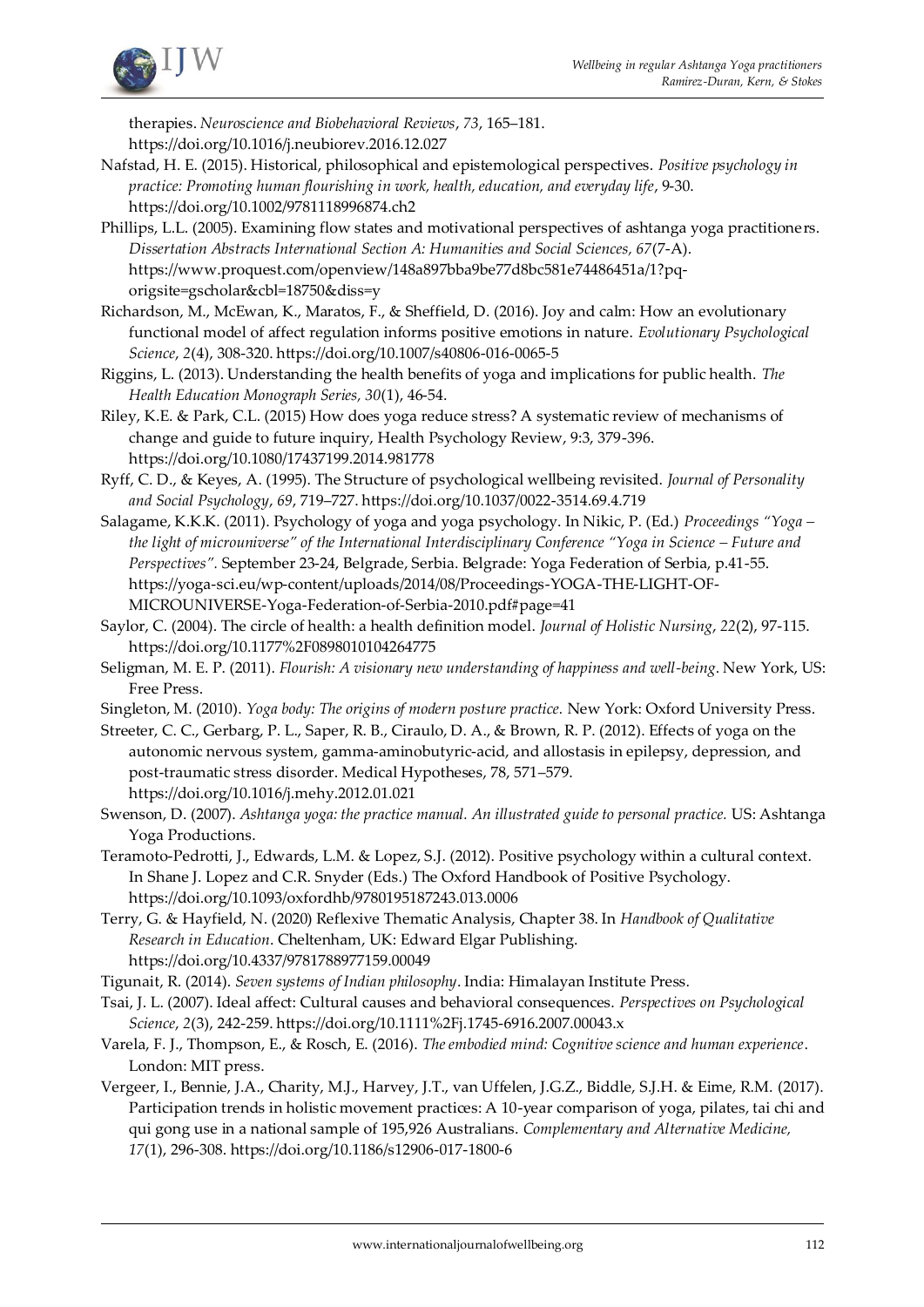therapies. *Neuroscience and Biobehavioral Reviews*, *73*, 165–181. https://doi.org/10.1016/j.neubiorev.2016.12.027

Nafstad, H. E. (2015). Historical, philosophical and epistemological perspectives. *Positive psychology in practice: Promoting human flourishing in work, health, education, and everyday life*, 9-30. https://doi.org/10.1002/9781118996874.ch2

Phillips, L.L. (2005). Examining flow states and motivational perspectives of ashtanga yoga practitioners. *Dissertation Abstracts International Section A: Humanities and Social Sciences, 67*(7-A). https://www.proquest.com/openview/148a897bba9be77d8bc581e74486451a/1?pq-origsite=gscholar&cbl=18750&diss=y

Richardson, M., McEwan, K., Maratos, F., & Sheffield, D. (2016). Joy and calm: How an evolutionary functional model of affect regulation informs positive emotions in nature. *Evolutionary Psychological Science*, *2*(4), 308-320. https://doi.org/10.1007/s40806-016-0065-5

Riggins, L. (2013). Understanding the health benefits of yoga and implications for public health. *The Health Education Monograph Series, 30*(1), 46-54.

Riley, K.E. & Park, C.L. (2015) How does yoga reduce stress? A systematic review of mechanisms of change and guide to future inquiry, Health Psychology Review, 9:3, 379-396. https://doi.org/10.1080/17437199.2014.981778

Ryff, C. D., & Keyes, A. (1995). The Structure of psychological wellbeing revisited. *Journal of Personality and Social Psychology*, *69*, 719–727. https://doi.org/10.1037/0022-3514.69.4.719

Salagame, K.K.K. (2011). Psychology of yoga and yoga psychology. In Nikic, P. (Ed.) *Proceedings "Yoga – the light of microuniverse" of the International Interdisciplinary Conference "Yoga in Science – Future and Perspectives".* September 23-24, Belgrade, Serbia. Belgrade: Yoga Federation of Serbia, p.41-55. https://yoga-sci.eu/wp-content/uploads/2014/08/Proceedings-YOGA-THE-LIGHT-OF-MICROUNIVERSE-Yoga-Federation-of-Serbia-2010.pdf#page=41

Saylor, C. (2004). The circle of health: a health definition model. *Journal of Holistic Nursing*, *22*(2), 97-115. https://doi.org/10.1177%2F0898010104264775

Seligman, M. E. P. (2011). *Flourish: A visionary new understanding of happiness and well-being*. New York, US: Free Press.

Singleton, M. (2010). *Yoga body: The origins of modern posture practice.* New York: Oxford University Press.

Streeter, C. C., Gerbarg, P. L., Saper, R. B., Ciraulo, D. A., & Brown, R. P. (2012). Effects of yoga on the autonomic nervous system, gamma-aminobutyric-acid, and allostasis in epilepsy, depression, and post-traumatic stress disorder. Medical Hypotheses, 78, 571–579. https://doi.org/10.1016/j.mehy.2012.01.021

Swenson, D. (2007). *Ashtanga yoga: the practice manual. An illustrated guide to personal practice.* US: Ashtanga Yoga Productions.

Teramoto-Pedrotti, J., Edwards, L.M. & Lopez, S.J. (2012). Positive psychology within a cultural context. In Shane J. Lopez and C.R. Snyder (Eds.) The Oxford Handbook of Positive Psychology. https://doi.org/10.1093/oxfordhb/9780195187243.013.0006

Terry, G. & Hayfield, N. (2020) Reflexive Thematic Analysis, Chapter 38. In *Handbook of Qualitative Research in Education*. Cheltenham, UK: Edward Elgar Publishing. https://doi.org/10.4337/9781788977159.00049

Tigunait, R. (2014). *Seven systems of Indian philosophy*. India: Himalayan Institute Press.

Tsai, J. L. (2007). Ideal affect: Cultural causes and behavioral consequences. *Perspectives on Psychological Science*, *2*(3), 242-259. https://doi.org/10.1111%2Fj.1745-6916.2007.00043.x

Varela, F. J., Thompson, E., & Rosch, E. (2016). *The embodied mind: Cognitive science and human experience*. London: MIT press.

Vergeer, I., Bennie, J.A., Charity, M.J., Harvey, J.T., van Uffelen, J.G.Z., Biddle, S.J.H. & Eime, R.M. (2017). Participation trends in holistic movement practices: A 10-year comparison of yoga, pilates, tai chi and qui gong use in a national sample of 195,926 Australians. *Complementary and Alternative Medicine, 17*(1), 296-308. https://doi.org/10.1186/s12906-017-1800-6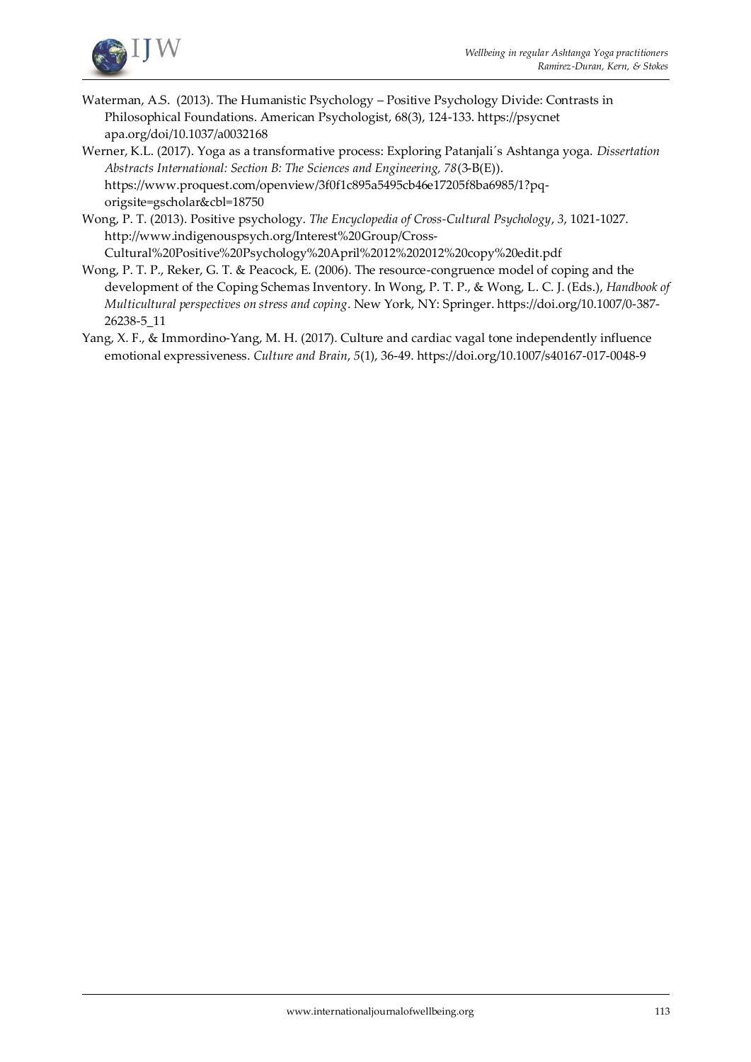Waterman, A.S. (2013). The Humanistic Psychology – Positive Psychology Divide: Contrasts in Philosophical Foundations. American Psychologist, 68(3), 124-133. https://psycnet apa.org/doi/10.1037/a0032168

Werner, K.L. (2017). Yoga as a transformative process: Exploring Patanjali´s Ashtanga yoga. *Dissertation Abstracts International: Section B: The Sciences and Engineering, 78*(3-B(E)). https://www.proquest.com/openview/3f0f1c895a5495cb46e17205f8ba6985/1?pq-origsite=gscholar&cbl=18750

Wong, P. T. (2013). Positive psychology. *The Encyclopedia of Cross-Cultural Psychology*, *3*, 1021-1027. http://www.indigenouspsych.org/Interest%20Group/Cross-Cultural%20Positive%20Psychology%20April%2012%202012%20copy%20edit.pdf

Wong, P. T. P., Reker, G. T. & Peacock, E. (2006). The resource-congruence model of coping and the development of the Coping Schemas Inventory. In Wong, P. T. P., & Wong, L. C. J. (Eds.), *Handbook of Multicultural perspectives on stress and coping*. New York, NY: Springer. https://doi.org/10.1007/0-387-26238-5_11

Yang, X. F., & Immordino-Yang, M. H. (2017). Culture and cardiac vagal tone independently influence emotional expressiveness. *Culture and Brain*, *5*(1), 36-49. https://doi.org/10.1007/s40167-017-0048-9